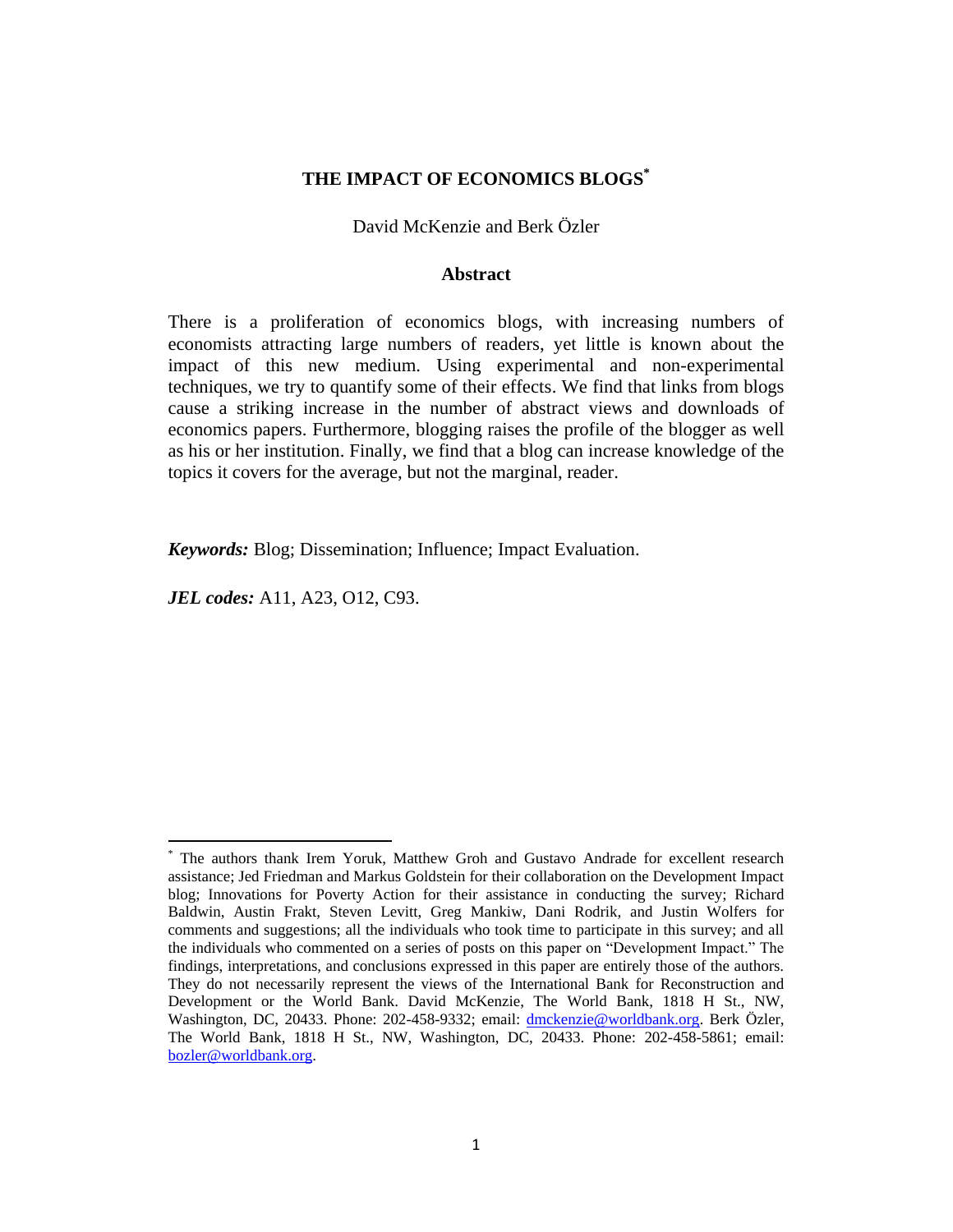# THE IMPACT OF ECONOMICS BLOGS[*]

David McKenzie and Berk Özler

## Abstract

There is a proliferation of economics blogs, with increasing numbers of economists attracting large numbers of readers, yet little is known about the impact of this new medium. Using experimental and non-experimental techniques, we try to quantify some of their effects. We find that links from blogs cause a striking increase in the number of abstract views and downloads of economics papers. Furthermore, blogging raises the profile of the blogger as well as his or her institution. Finally, we find that a blog can increase knowledge of the topics it covers for the average, but not the marginal, reader.

***Keywords:*** Blog; Dissemination; Influence; Impact Evaluation.

***JEL codes:*** A11, A23, O12, C93.

---

[*] The authors thank Irem Yoruk, Matthew Groh and Gustavo Andrade for excellent research assistance; Jed Friedman and Markus Goldstein for their collaboration on the Development Impact blog; Innovations for Poverty Action for their assistance in conducting the survey; Richard Baldwin, Austin Frakt, Steven Levitt, Greg Mankiw, Dani Rodrik, and Justin Wolfers for comments and suggestions; all the individuals who took time to participate in this survey; and all the individuals who commented on a series of posts on this paper on "Development Impact." The findings, interpretations, and conclusions expressed in this paper are entirely those of the authors. They do not necessarily represent the views of the International Bank for Reconstruction and Development or the World Bank. David McKenzie, The World Bank, 1818 H St., NW, Washington, DC, 20433. Phone: 202-458-9332; email: dmckenzie@worldbank.org. Berk Özler, The World Bank, 1818 H St., NW, Washington, DC, 20433. Phone: 202-458-5861; email: bozler@worldbank.org.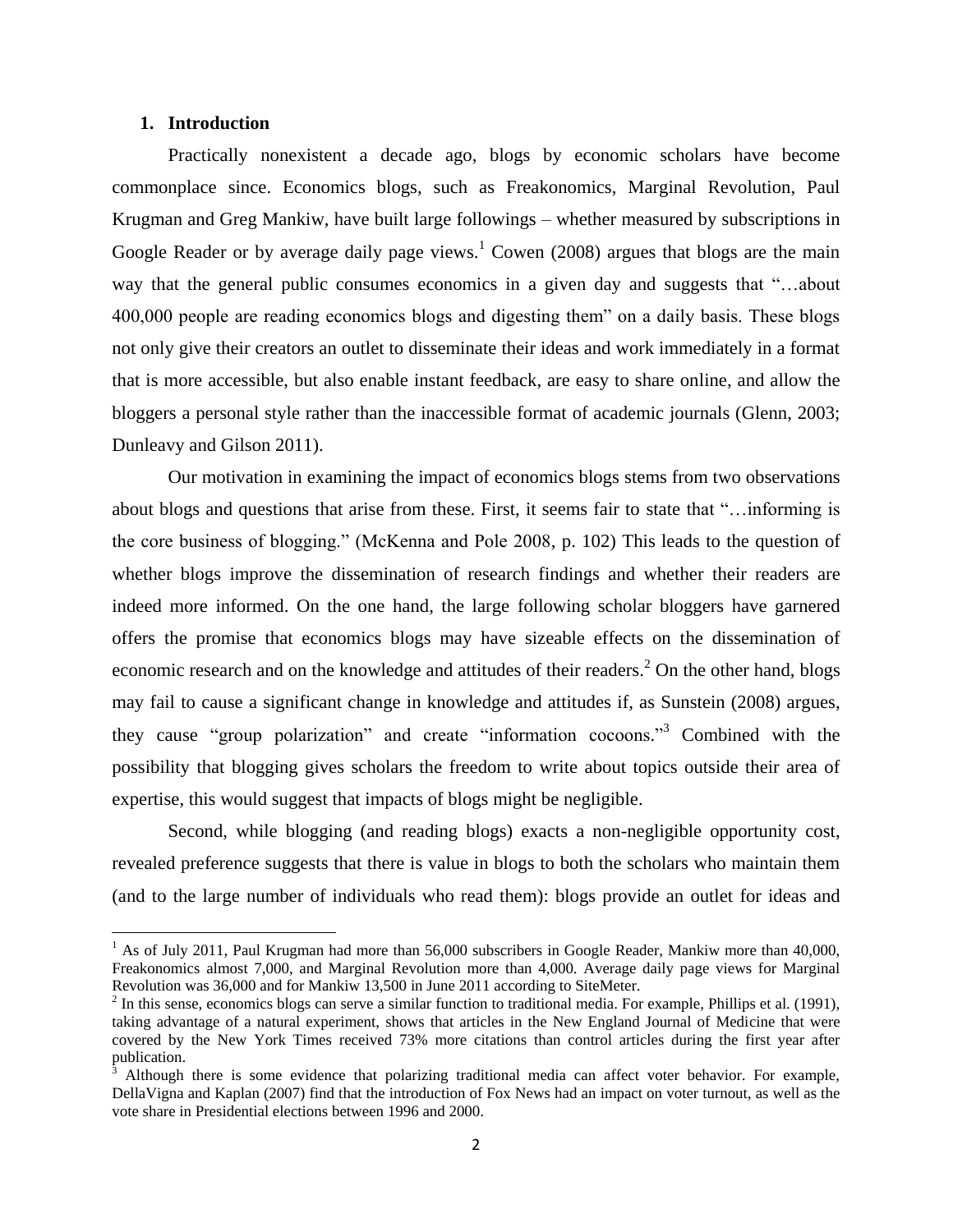## 1. Introduction

Practically nonexistent a decade ago, blogs by economic scholars have become commonplace since. Economics blogs, such as Freakonomics, Marginal Revolution, Paul Krugman and Greg Mankiw, have built large followings – whether measured by subscriptions in Google Reader or by average daily page views.[1] Cowen (2008) argues that blogs are the main way that the general public consumes economics in a given day and suggests that "…about 400,000 people are reading economics blogs and digesting them" on a daily basis. These blogs not only give their creators an outlet to disseminate their ideas and work immediately in a format that is more accessible, but also enable instant feedback, are easy to share online, and allow the bloggers a personal style rather than the inaccessible format of academic journals (Glenn, 2003; Dunleavy and Gilson 2011).

Our motivation in examining the impact of economics blogs stems from two observations about blogs and questions that arise from these. First, it seems fair to state that "…informing is the core business of blogging." (McKenna and Pole 2008, p. 102) This leads to the question of whether blogs improve the dissemination of research findings and whether their readers are indeed more informed. On the one hand, the large following scholar bloggers have garnered offers the promise that economics blogs may have sizeable effects on the dissemination of economic research and on the knowledge and attitudes of their readers.[2] On the other hand, blogs may fail to cause a significant change in knowledge and attitudes if, as Sunstein (2008) argues, they cause "group polarization" and create "information cocoons."[3] Combined with the possibility that blogging gives scholars the freedom to write about topics outside their area of expertise, this would suggest that impacts of blogs might be negligible.

Second, while blogging (and reading blogs) exacts a non-negligible opportunity cost, revealed preference suggests that there is value in blogs to both the scholars who maintain them (and to the large number of individuals who read them): blogs provide an outlet for ideas and

---

[1] As of July 2011, Paul Krugman had more than 56,000 subscribers in Google Reader, Mankiw more than 40,000, Freakonomics almost 7,000, and Marginal Revolution more than 4,000. Average daily page views for Marginal Revolution was 36,000 and for Mankiw 13,500 in June 2011 according to SiteMeter.

[2] In this sense, economics blogs can serve a similar function to traditional media. For example, Phillips et al. (1991), taking advantage of a natural experiment, shows that articles in the New England Journal of Medicine that were covered by the New York Times received 73% more citations than control articles during the first year after publication.

[3] Although there is some evidence that polarizing traditional media can affect voter behavior. For example, DellaVigna and Kaplan (2007) find that the introduction of Fox News had an impact on voter turnout, as well as the vote share in Presidential elections between 1996 and 2000.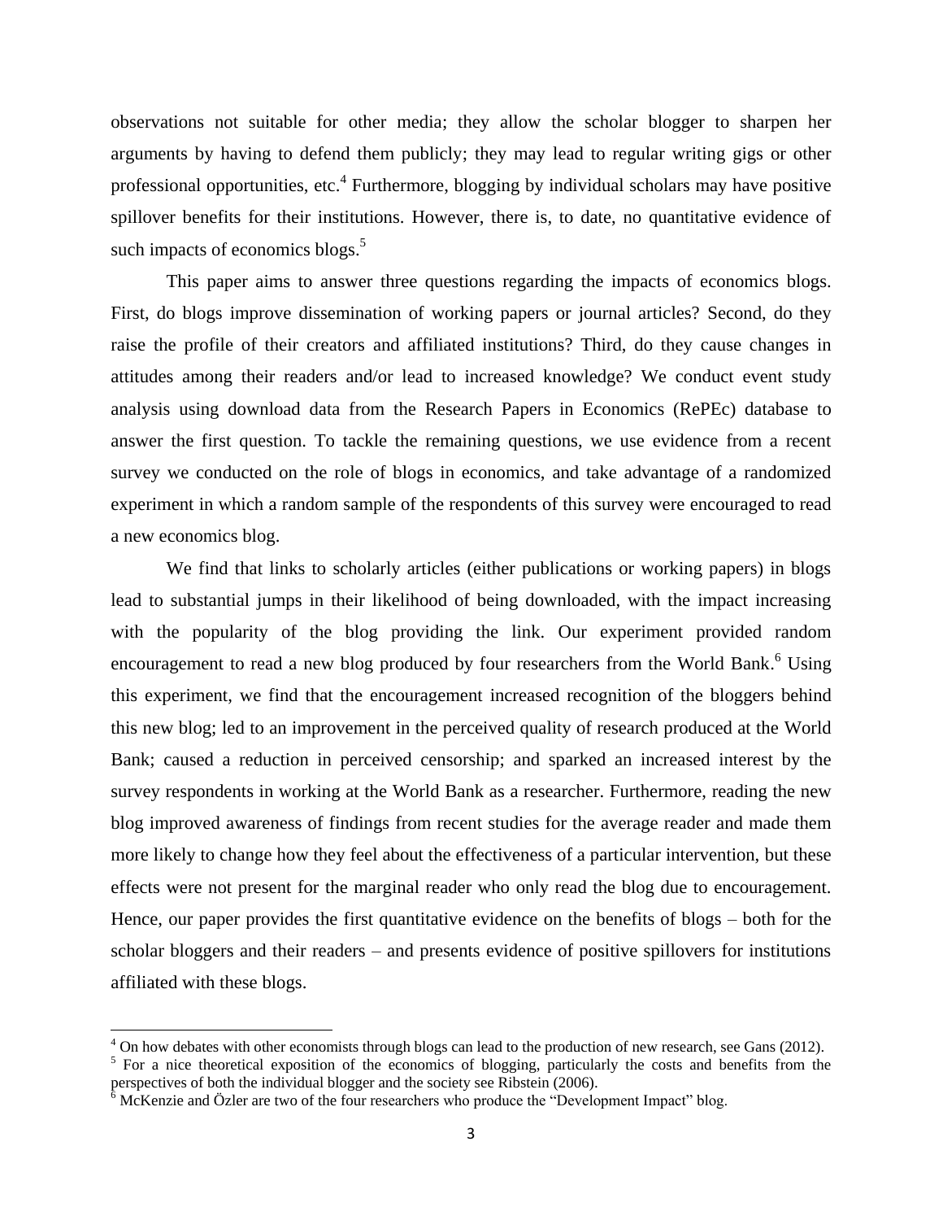observations not suitable for other media; they allow the scholar blogger to sharpen her arguments by having to defend them publicly; they may lead to regular writing gigs or other professional opportunities, etc.[4] Furthermore, blogging by individual scholars may have positive spillover benefits for their institutions. However, there is, to date, no quantitative evidence of such impacts of economics blogs.[5]

This paper aims to answer three questions regarding the impacts of economics blogs. First, do blogs improve dissemination of working papers or journal articles? Second, do they raise the profile of their creators and affiliated institutions? Third, do they cause changes in attitudes among their readers and/or lead to increased knowledge? We conduct event study analysis using download data from the Research Papers in Economics (RePEc) database to answer the first question. To tackle the remaining questions, we use evidence from a recent survey we conducted on the role of blogs in economics, and take advantage of a randomized experiment in which a random sample of the respondents of this survey were encouraged to read a new economics blog.

We find that links to scholarly articles (either publications or working papers) in blogs lead to substantial jumps in their likelihood of being downloaded, with the impact increasing with the popularity of the blog providing the link. Our experiment provided random encouragement to read a new blog produced by four researchers from the World Bank.[6] Using this experiment, we find that the encouragement increased recognition of the bloggers behind this new blog; led to an improvement in the perceived quality of research produced at the World Bank; caused a reduction in perceived censorship; and sparked an increased interest by the survey respondents in working at the World Bank as a researcher. Furthermore, reading the new blog improved awareness of findings from recent studies for the average reader and made them more likely to change how they feel about the effectiveness of a particular intervention, but these effects were not present for the marginal reader who only read the blog due to encouragement. Hence, our paper provides the first quantitative evidence on the benefits of blogs – both for the scholar bloggers and their readers – and presents evidence of positive spillovers for institutions affiliated with these blogs.

---

[4] On how debates with other economists through blogs can lead to the production of new research, see Gans (2012).

[5] For a nice theoretical exposition of the economics of blogging, particularly the costs and benefits from the perspectives of both the individual blogger and the society see Ribstein (2006).

[6] McKenzie and Özler are two of the four researchers who produce the "Development Impact" blog.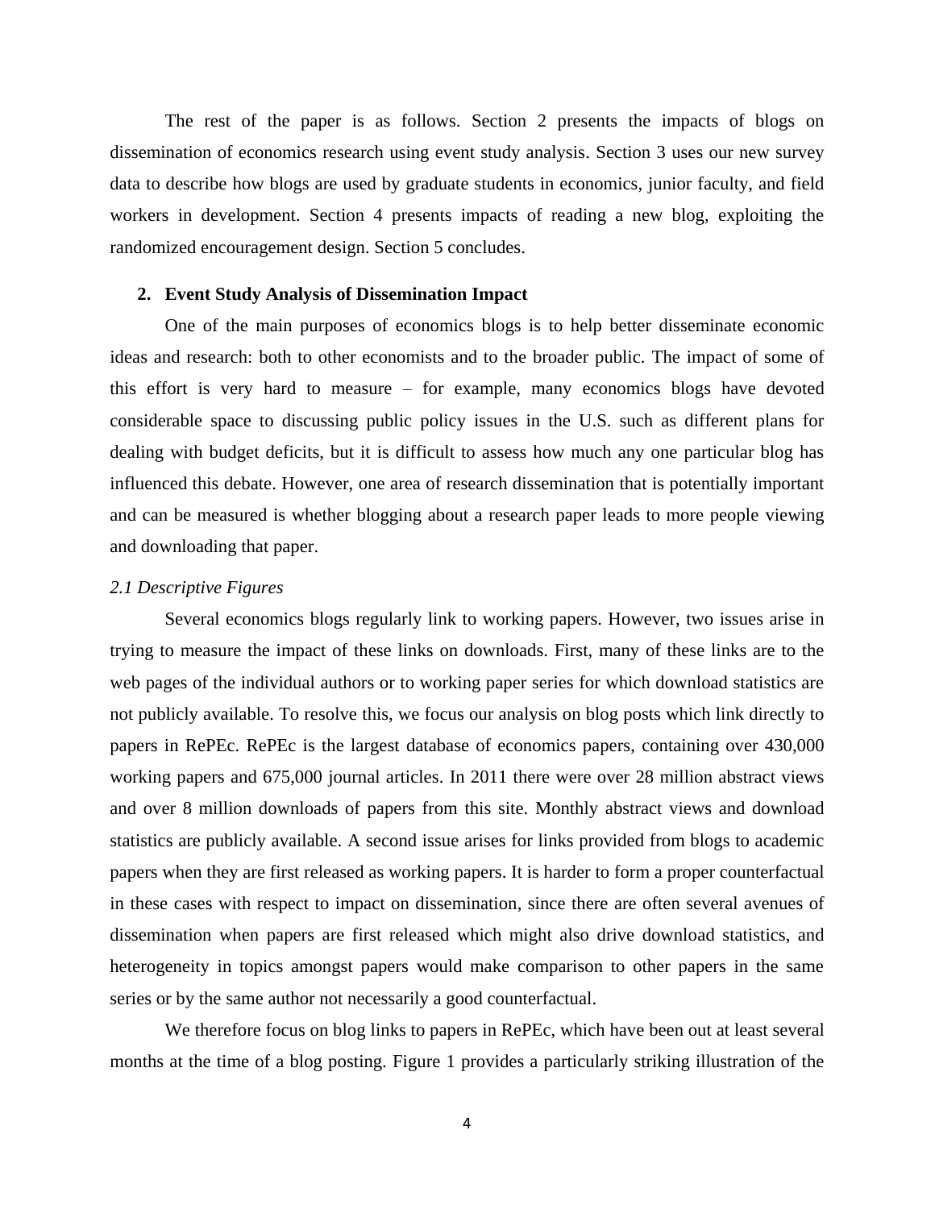The rest of the paper is as follows. Section 2 presents the impacts of blogs on dissemination of economics research using event study analysis. Section 3 uses our new survey data to describe how blogs are used by graduate students in economics, junior faculty, and field workers in development. Section 4 presents impacts of reading a new blog, exploiting the randomized encouragement design. Section 5 concludes.

## 2. Event Study Analysis of Dissemination Impact

One of the main purposes of economics blogs is to help better disseminate economic ideas and research: both to other economists and to the broader public. The impact of some of this effort is very hard to measure – for example, many economics blogs have devoted considerable space to discussing public policy issues in the U.S. such as different plans for dealing with budget deficits, but it is difficult to assess how much any one particular blog has influenced this debate. However, one area of research dissemination that is potentially important and can be measured is whether blogging about a research paper leads to more people viewing and downloading that paper.

### *2.1 Descriptive Figures*

Several economics blogs regularly link to working papers. However, two issues arise in trying to measure the impact of these links on downloads. First, many of these links are to the web pages of the individual authors or to working paper series for which download statistics are not publicly available. To resolve this, we focus our analysis on blog posts which link directly to papers in RePEc. RePEc is the largest database of economics papers, containing over 430,000 working papers and 675,000 journal articles. In 2011 there were over 28 million abstract views and over 8 million downloads of papers from this site. Monthly abstract views and download statistics are publicly available. A second issue arises for links provided from blogs to academic papers when they are first released as working papers. It is harder to form a proper counterfactual in these cases with respect to impact on dissemination, since there are often several avenues of dissemination when papers are first released which might also drive download statistics, and heterogeneity in topics amongst papers would make comparison to other papers in the same series or by the same author not necessarily a good counterfactual.

We therefore focus on blog links to papers in RePEc, which have been out at least several months at the time of a blog posting. Figure 1 provides a particularly striking illustration of the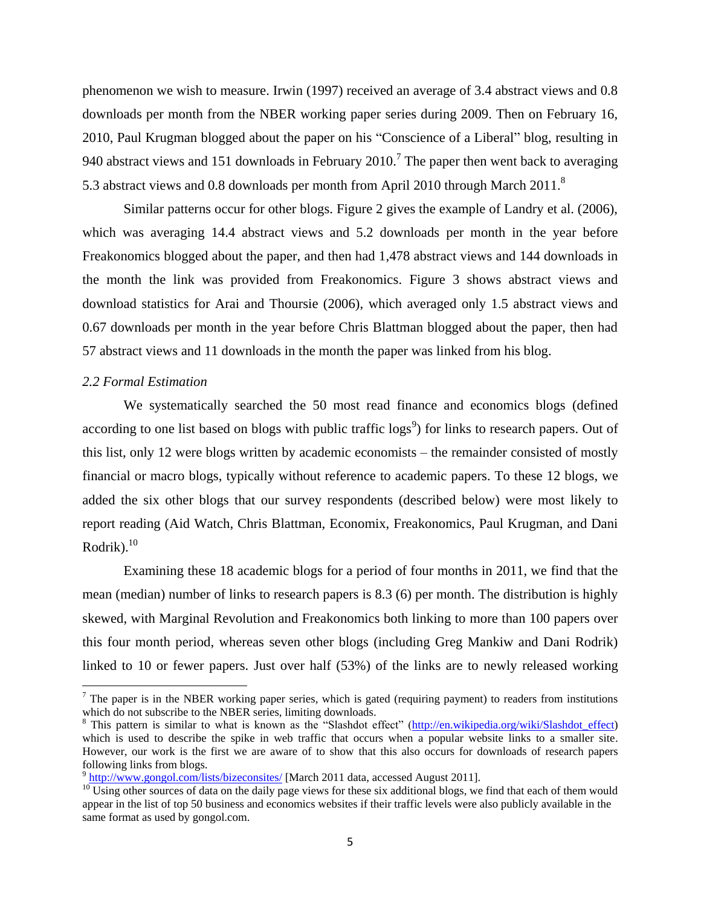phenomenon we wish to measure. Irwin (1997) received an average of 3.4 abstract views and 0.8 downloads per month from the NBER working paper series during 2009. Then on February 16, 2010, Paul Krugman blogged about the paper on his "Conscience of a Liberal" blog, resulting in 940 abstract views and 151 downloads in February 2010.[7] The paper then went back to averaging 5.3 abstract views and 0.8 downloads per month from April 2010 through March 2011.[8]

Similar patterns occur for other blogs. Figure 2 gives the example of Landry et al. (2006), which was averaging 14.4 abstract views and 5.2 downloads per month in the year before Freakonomics blogged about the paper, and then had 1,478 abstract views and 144 downloads in the month the link was provided from Freakonomics. Figure 3 shows abstract views and download statistics for Arai and Thoursie (2006), which averaged only 1.5 abstract views and 0.67 downloads per month in the year before Chris Blattman blogged about the paper, then had 57 abstract views and 11 downloads in the month the paper was linked from his blog.

*2.2 Formal Estimation*

We systematically searched the 50 most read finance and economics blogs (defined according to one list based on blogs with public traffic logs[9]) for links to research papers. Out of this list, only 12 were blogs written by academic economists – the remainder consisted of mostly financial or macro blogs, typically without reference to academic papers. To these 12 blogs, we added the six other blogs that our survey respondents (described below) were most likely to report reading (Aid Watch, Chris Blattman, Economix, Freakonomics, Paul Krugman, and Dani Rodrik).[10]

Examining these 18 academic blogs for a period of four months in 2011, we find that the mean (median) number of links to research papers is 8.3 (6) per month. The distribution is highly skewed, with Marginal Revolution and Freakonomics both linking to more than 100 papers over this four month period, whereas seven other blogs (including Greg Mankiw and Dani Rodrik) linked to 10 or fewer papers. Just over half (53%) of the links are to newly released working

---

[7] The paper is in the NBER working paper series, which is gated (requiring payment) to readers from institutions which do not subscribe to the NBER series, limiting downloads.

[8] This pattern is similar to what is known as the "Slashdot effect" (http://en.wikipedia.org/wiki/Slashdot_effect) which is used to describe the spike in web traffic that occurs when a popular website links to a smaller site. However, our work is the first we are aware of to show that this also occurs for downloads of research papers following links from blogs.

[9] http://www.gongol.com/lists/bizeconsites/ [March 2011 data, accessed August 2011].

[10] Using other sources of data on the daily page views for these six additional blogs, we find that each of them would appear in the list of top 50 business and economics websites if their traffic levels were also publicly available in the same format as used by gongol.com.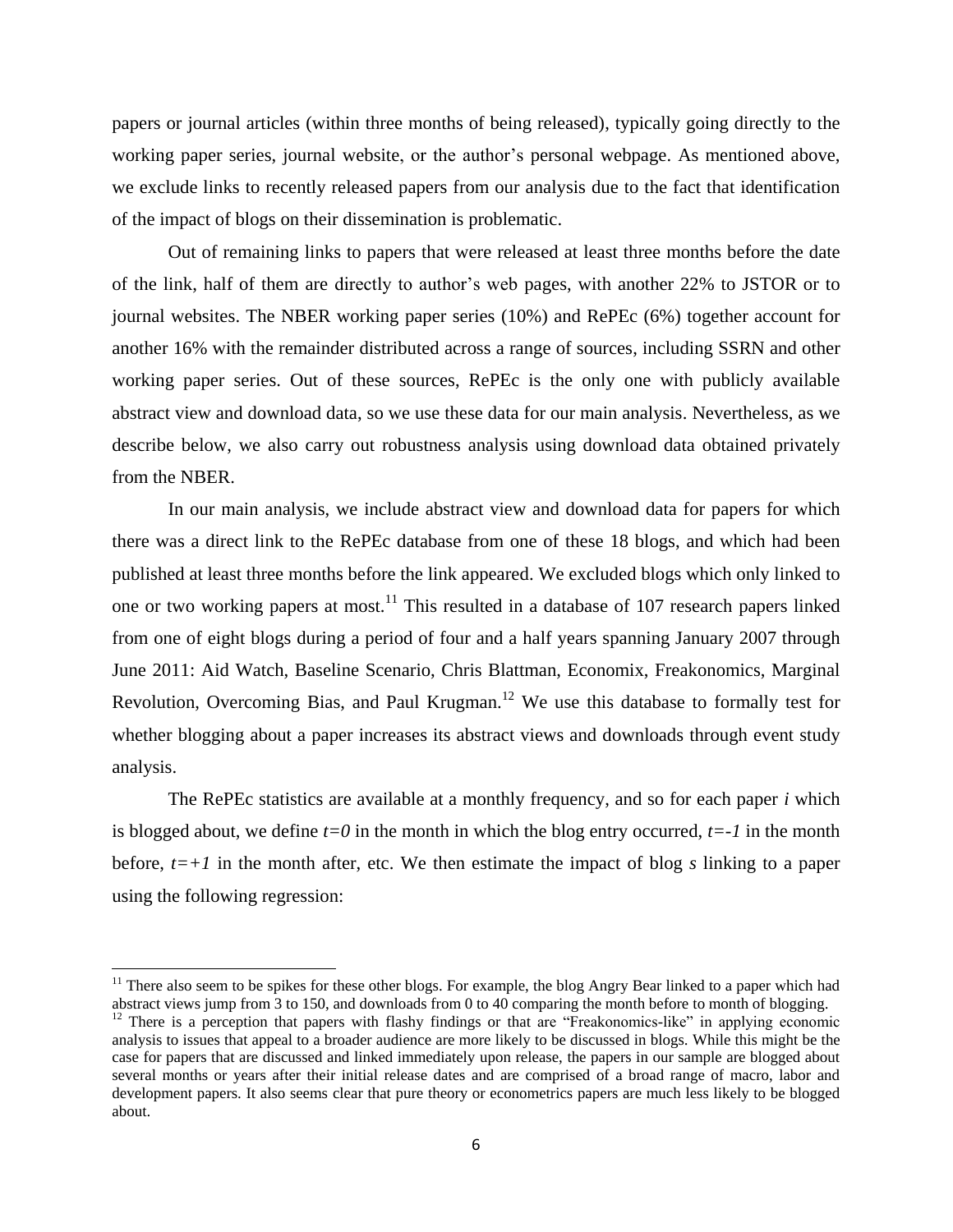papers or journal articles (within three months of being released), typically going directly to the working paper series, journal website, or the author's personal webpage. As mentioned above, we exclude links to recently released papers from our analysis due to the fact that identification of the impact of blogs on their dissemination is problematic.

Out of remaining links to papers that were released at least three months before the date of the link, half of them are directly to author's web pages, with another 22% to JSTOR or to journal websites. The NBER working paper series (10%) and RePEc (6%) together account for another 16% with the remainder distributed across a range of sources, including SSRN and other working paper series. Out of these sources, RePEc is the only one with publicly available abstract view and download data, so we use these data for our main analysis. Nevertheless, as we describe below, we also carry out robustness analysis using download data obtained privately from the NBER.

In our main analysis, we include abstract view and download data for papers for which there was a direct link to the RePEc database from one of these 18 blogs, and which had been published at least three months before the link appeared. We excluded blogs which only linked to one or two working papers at most.[11] This resulted in a database of 107 research papers linked from one of eight blogs during a period of four and a half years spanning January 2007 through June 2011: Aid Watch, Baseline Scenario, Chris Blattman, Economix, Freakonomics, Marginal Revolution, Overcoming Bias, and Paul Krugman.[12] We use this database to formally test for whether blogging about a paper increases its abstract views and downloads through event study analysis.

The RePEc statistics are available at a monthly frequency, and so for each paper $i$ which is blogged about, we define $t=0$ in the month in which the blog entry occurred, $t=-1$ in the month before, $t=+1$ in the month after, etc. We then estimate the impact of blog $s$ linking to a paper using the following regression:

---

[11] There also seem to be spikes for these other blogs. For example, the blog Angry Bear linked to a paper which had abstract views jump from 3 to 150, and downloads from 0 to 40 comparing the month before to month of blogging.

[12] There is a perception that papers with flashy findings or that are "Freakonomics-like" in applying economic analysis to issues that appeal to a broader audience are more likely to be discussed in blogs. While this might be the case for papers that are discussed and linked immediately upon release, the papers in our sample are blogged about several months or years after their initial release dates and are comprised of a broad range of macro, labor and development papers. It also seems clear that pure theory or econometrics papers are much less likely to be blogged about.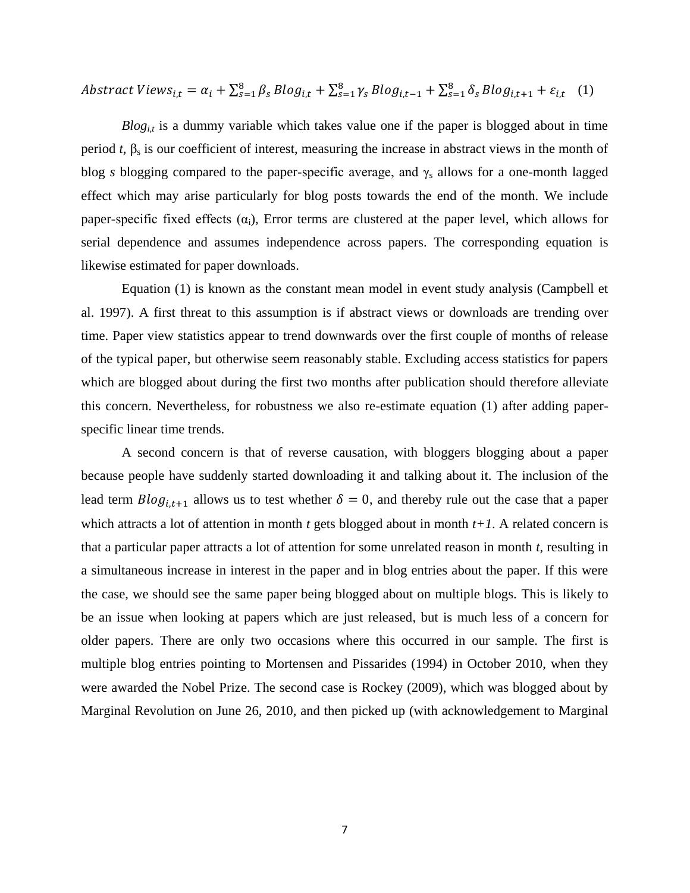$$Abstract\ Views_{i,t} = \alpha_i + \sum_{s=1}^{8} \beta_s\, Blog_{i,t} + \sum_{s=1}^{8} \gamma_s\, Blog_{i,t-1} + \sum_{s=1}^{8} \delta_s\, Blog_{i,t+1} + \varepsilon_{i,t} \quad (1)$$

$Blog_{i,t}$ is a dummy variable which takes value one if the paper is blogged about in time period $t$, $\beta_s$ is our coefficient of interest, measuring the increase in abstract views in the month of blog $s$ blogging compared to the paper-specific average, and $\gamma_s$ allows for a one-month lagged effect which may arise particularly for blog posts towards the end of the month. We include paper-specific fixed effects ($\alpha_i$), Error terms are clustered at the paper level, which allows for serial dependence and assumes independence across papers. The corresponding equation is likewise estimated for paper downloads.

Equation (1) is known as the constant mean model in event study analysis (Campbell et al. 1997). A first threat to this assumption is if abstract views or downloads are trending over time. Paper view statistics appear to trend downwards over the first couple of months of release of the typical paper, but otherwise seem reasonably stable. Excluding access statistics for papers which are blogged about during the first two months after publication should therefore alleviate this concern. Nevertheless, for robustness we also re-estimate equation (1) after adding paper-specific linear time trends.

A second concern is that of reverse causation, with bloggers blogging about a paper because people have suddenly started downloading it and talking about it. The inclusion of the lead term $Blog_{i,t+1}$ allows us to test whether $\delta = 0$, and thereby rule out the case that a paper which attracts a lot of attention in month $t$ gets blogged about in month $t+1$. A related concern is that a particular paper attracts a lot of attention for some unrelated reason in month $t$, resulting in a simultaneous increase in interest in the paper and in blog entries about the paper. If this were the case, we should see the same paper being blogged about on multiple blogs. This is likely to be an issue when looking at papers which are just released, but is much less of a concern for older papers. There are only two occasions where this occurred in our sample. The first is multiple blog entries pointing to Mortensen and Pissarides (1994) in October 2010, when they were awarded the Nobel Prize. The second case is Rockey (2009), which was blogged about by Marginal Revolution on June 26, 2010, and then picked up (with acknowledgement to Marginal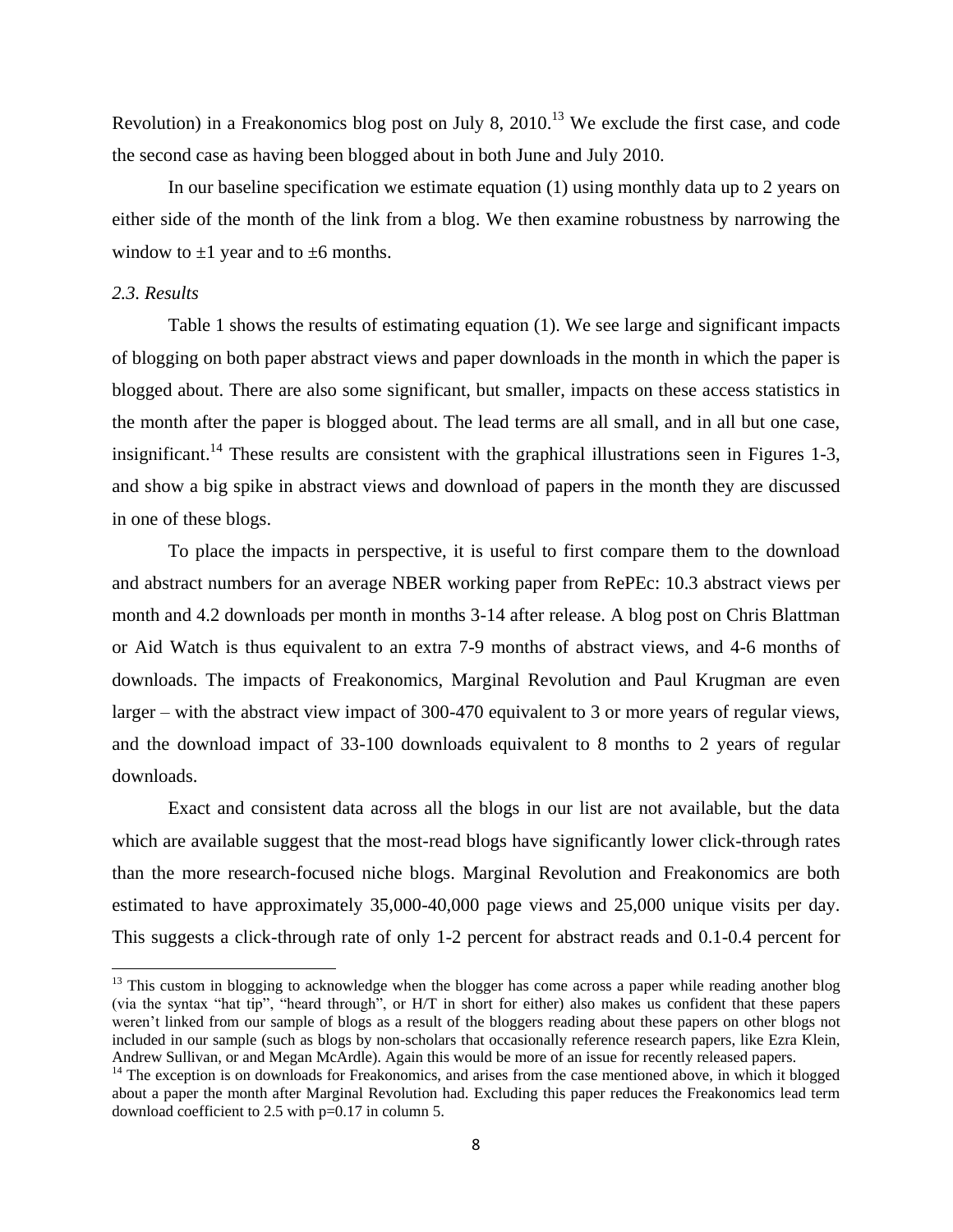Revolution) in a Freakonomics blog post on July 8, 2010.[13] We exclude the first case, and code the second case as having been blogged about in both June and July 2010.

In our baseline specification we estimate equation (1) using monthly data up to 2 years on either side of the month of the link from a blog. We then examine robustness by narrowing the window to ±1 year and to ±6 months.

*2.3. Results*

Table 1 shows the results of estimating equation (1). We see large and significant impacts of blogging on both paper abstract views and paper downloads in the month in which the paper is blogged about. There are also some significant, but smaller, impacts on these access statistics in the month after the paper is blogged about. The lead terms are all small, and in all but one case, insignificant.[14] These results are consistent with the graphical illustrations seen in Figures 1-3, and show a big spike in abstract views and download of papers in the month they are discussed in one of these blogs.

To place the impacts in perspective, it is useful to first compare them to the download and abstract numbers for an average NBER working paper from RePEc: 10.3 abstract views per month and 4.2 downloads per month in months 3-14 after release. A blog post on Chris Blattman or Aid Watch is thus equivalent to an extra 7-9 months of abstract views, and 4-6 months of downloads. The impacts of Freakonomics, Marginal Revolution and Paul Krugman are even larger – with the abstract view impact of 300-470 equivalent to 3 or more years of regular views, and the download impact of 33-100 downloads equivalent to 8 months to 2 years of regular downloads.

Exact and consistent data across all the blogs in our list are not available, but the data which are available suggest that the most-read blogs have significantly lower click-through rates than the more research-focused niche blogs. Marginal Revolution and Freakonomics are both estimated to have approximately 35,000-40,000 page views and 25,000 unique visits per day. This suggests a click-through rate of only 1-2 percent for abstract reads and 0.1-0.4 percent for

[13] This custom in blogging to acknowledge when the blogger has come across a paper while reading another blog (via the syntax "hat tip", "heard through", or H/T in short for either) also makes us confident that these papers weren't linked from our sample of blogs as a result of the bloggers reading about these papers on other blogs not included in our sample (such as blogs by non-scholars that occasionally reference research papers, like Ezra Klein, Andrew Sullivan, or and Megan McArdle). Again this would be more of an issue for recently released papers.

[14] The exception is on downloads for Freakonomics, and arises from the case mentioned above, in which it blogged about a paper the month after Marginal Revolution had. Excluding this paper reduces the Freakonomics lead term download coefficient to 2.5 with $p=0.17$ in column 5.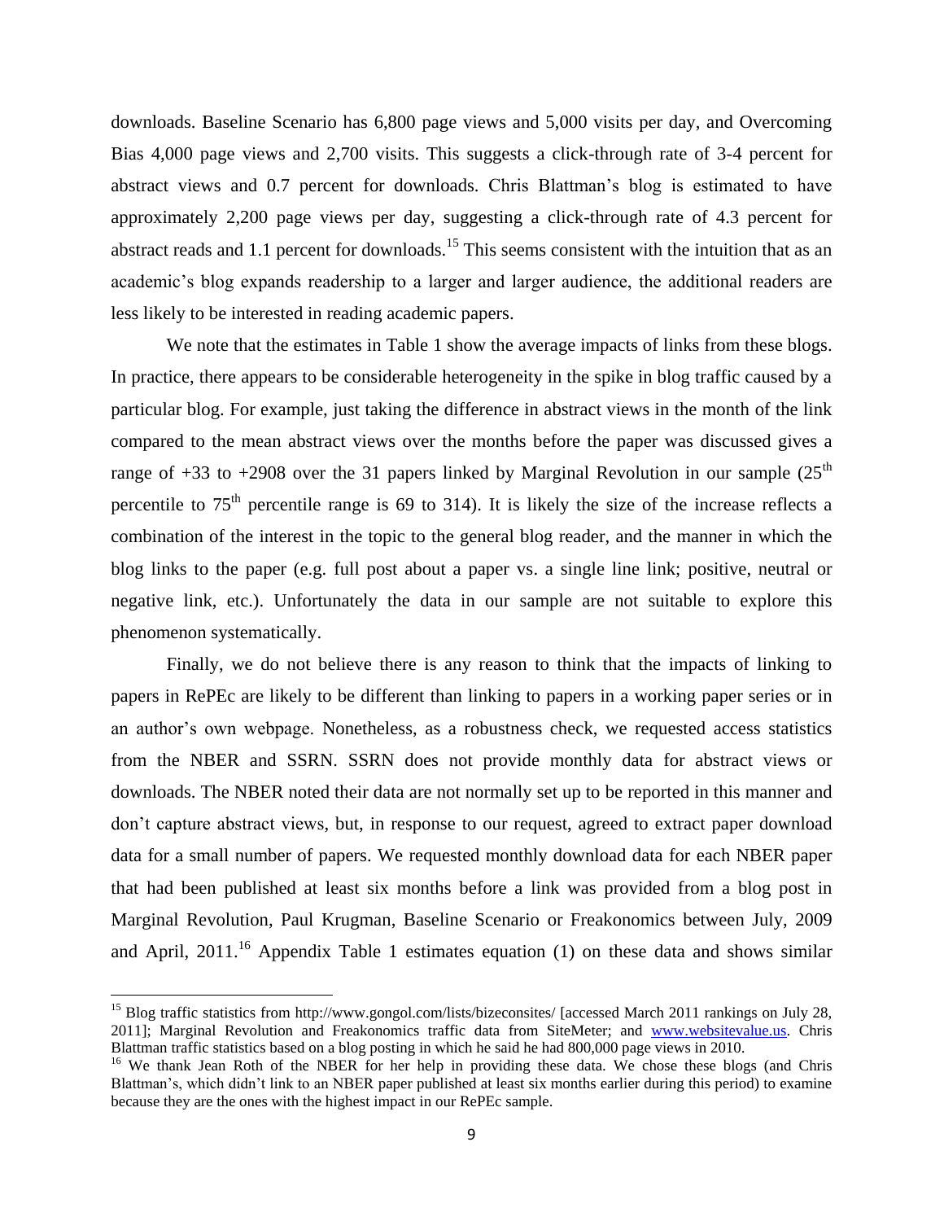downloads. Baseline Scenario has 6,800 page views and 5,000 visits per day, and Overcoming Bias 4,000 page views and 2,700 visits. This suggests a click-through rate of 3-4 percent for abstract views and 0.7 percent for downloads. Chris Blattman's blog is estimated to have approximately 2,200 page views per day, suggesting a click-through rate of 4.3 percent for abstract reads and 1.1 percent for downloads.[15] This seems consistent with the intuition that as an academic's blog expands readership to a larger and larger audience, the additional readers are less likely to be interested in reading academic papers.

We note that the estimates in Table 1 show the average impacts of links from these blogs. In practice, there appears to be considerable heterogeneity in the spike in blog traffic caused by a particular blog. For example, just taking the difference in abstract views in the month of the link compared to the mean abstract views over the months before the paper was discussed gives a range of +33 to +2908 over the 31 papers linked by Marginal Revolution in our sample ($25^{th}$ percentile to $75^{th}$ percentile range is 69 to 314). It is likely the size of the increase reflects a combination of the interest in the topic to the general blog reader, and the manner in which the blog links to the paper (e.g. full post about a paper vs. a single line link; positive, neutral or negative link, etc.). Unfortunately the data in our sample are not suitable to explore this phenomenon systematically.

Finally, we do not believe there is any reason to think that the impacts of linking to papers in RePEc are likely to be different than linking to papers in a working paper series or in an author's own webpage. Nonetheless, as a robustness check, we requested access statistics from the NBER and SSRN. SSRN does not provide monthly data for abstract views or downloads. The NBER noted their data are not normally set up to be reported in this manner and don't capture abstract views, but, in response to our request, agreed to extract paper download data for a small number of papers. We requested monthly download data for each NBER paper that had been published at least six months before a link was provided from a blog post in Marginal Revolution, Paul Krugman, Baseline Scenario or Freakonomics between July, 2009 and April, 2011.[16] Appendix Table 1 estimates equation (1) on these data and shows similar

---

[15] Blog traffic statistics from http://www.gongol.com/lists/bizeconsites/ [accessed March 2011 rankings on July 28, 2011]; Marginal Revolution and Freakonomics traffic data from SiteMeter; and www.websitevalue.us. Chris Blattman traffic statistics based on a blog posting in which he said he had 800,000 page views in 2010.

[16] We thank Jean Roth of the NBER for her help in providing these data. We chose these blogs (and Chris Blattman's, which didn't link to an NBER paper published at least six months earlier during this period) to examine because they are the ones with the highest impact in our RePEc sample.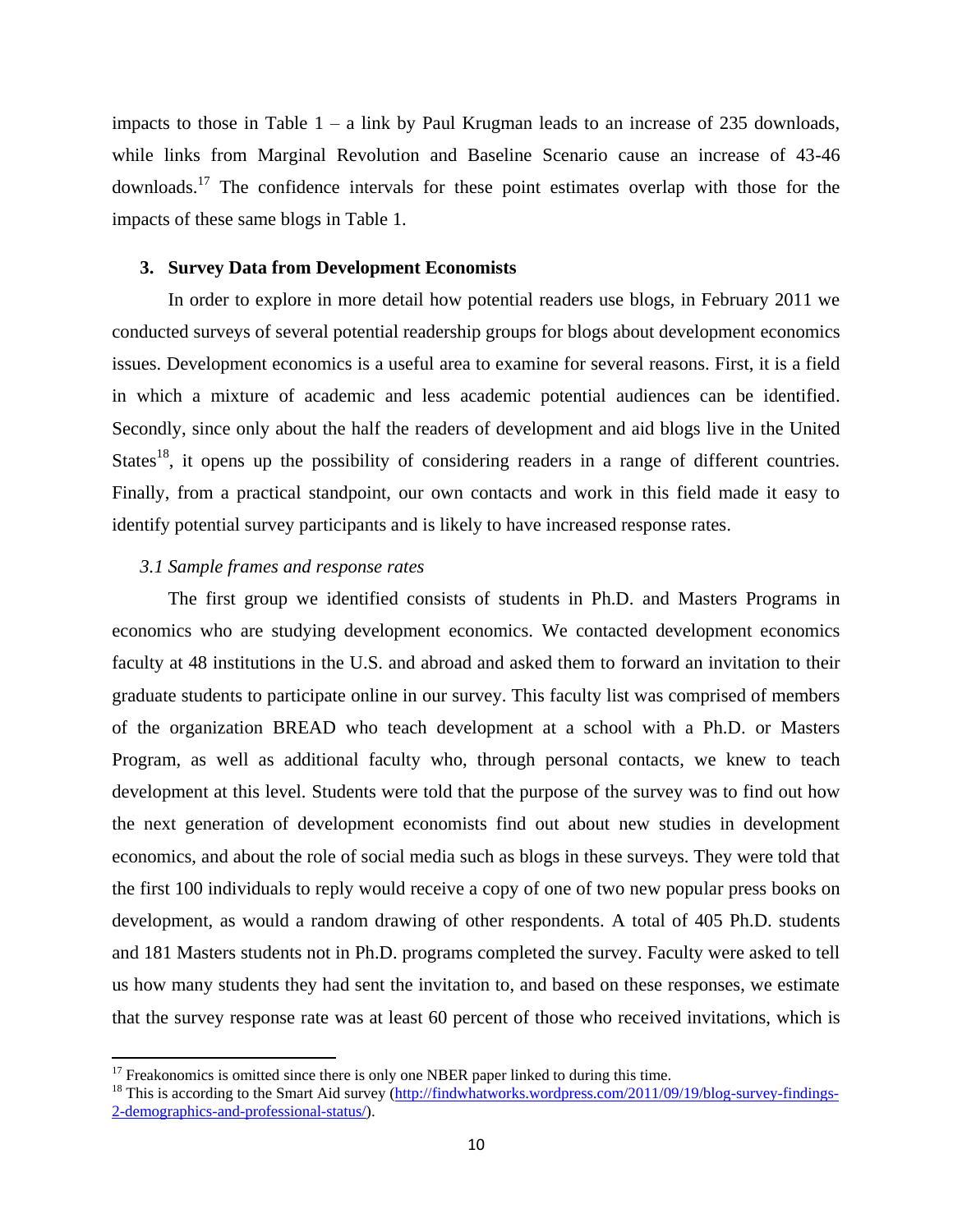impacts to those in Table 1 – a link by Paul Krugman leads to an increase of 235 downloads, while links from Marginal Revolution and Baseline Scenario cause an increase of 43-46 downloads.[17] The confidence intervals for these point estimates overlap with those for the impacts of these same blogs in Table 1.

## 3. Survey Data from Development Economists

In order to explore in more detail how potential readers use blogs, in February 2011 we conducted surveys of several potential readership groups for blogs about development economics issues. Development economics is a useful area to examine for several reasons. First, it is a field in which a mixture of academic and less academic potential audiences can be identified. Secondly, since only about the half the readers of development and aid blogs live in the United States[18], it opens up the possibility of considering readers in a range of different countries. Finally, from a practical standpoint, our own contacts and work in this field made it easy to identify potential survey participants and is likely to have increased response rates.

### *3.1 Sample frames and response rates*

The first group we identified consists of students in Ph.D. and Masters Programs in economics who are studying development economics. We contacted development economics faculty at 48 institutions in the U.S. and abroad and asked them to forward an invitation to their graduate students to participate online in our survey. This faculty list was comprised of members of the organization BREAD who teach development at a school with a Ph.D. or Masters Program, as well as additional faculty who, through personal contacts, we knew to teach development at this level. Students were told that the purpose of the survey was to find out how the next generation of development economists find out about new studies in development economics, and about the role of social media such as blogs in these surveys. They were told that the first 100 individuals to reply would receive a copy of one of two new popular press books on development, as would a random drawing of other respondents. A total of 405 Ph.D. students and 181 Masters students not in Ph.D. programs completed the survey. Faculty were asked to tell us how many students they had sent the invitation to, and based on these responses, we estimate that the survey response rate was at least 60 percent of those who received invitations, which is

---

[17] Freakonomics is omitted since there is only one NBER paper linked to during this time.

[18] This is according to the Smart Aid survey (http://findwhatworks.wordpress.com/2011/09/19/blog-survey-findings-2-demographics-and-professional-status/).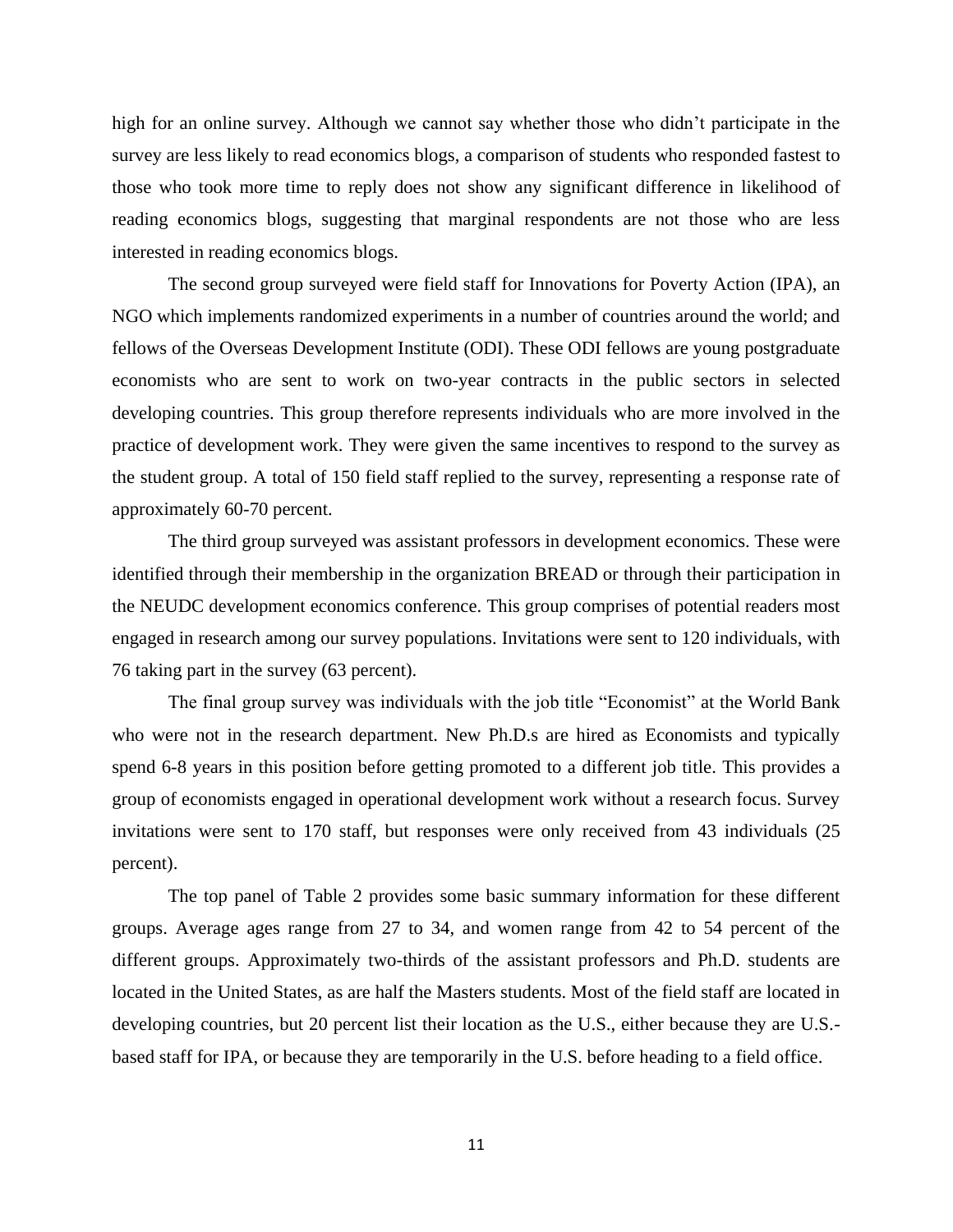high for an online survey. Although we cannot say whether those who didn't participate in the survey are less likely to read economics blogs, a comparison of students who responded fastest to those who took more time to reply does not show any significant difference in likelihood of reading economics blogs, suggesting that marginal respondents are not those who are less interested in reading economics blogs.

The second group surveyed were field staff for Innovations for Poverty Action (IPA), an NGO which implements randomized experiments in a number of countries around the world; and fellows of the Overseas Development Institute (ODI). These ODI fellows are young postgraduate economists who are sent to work on two-year contracts in the public sectors in selected developing countries. This group therefore represents individuals who are more involved in the practice of development work. They were given the same incentives to respond to the survey as the student group. A total of 150 field staff replied to the survey, representing a response rate of approximately 60-70 percent.

The third group surveyed was assistant professors in development economics. These were identified through their membership in the organization BREAD or through their participation in the NEUDC development economics conference. This group comprises of potential readers most engaged in research among our survey populations. Invitations were sent to 120 individuals, with 76 taking part in the survey (63 percent).

The final group survey was individuals with the job title "Economist" at the World Bank who were not in the research department. New Ph.D.s are hired as Economists and typically spend 6-8 years in this position before getting promoted to a different job title. This provides a group of economists engaged in operational development work without a research focus. Survey invitations were sent to 170 staff, but responses were only received from 43 individuals (25 percent).

The top panel of Table 2 provides some basic summary information for these different groups. Average ages range from 27 to 34, and women range from 42 to 54 percent of the different groups. Approximately two-thirds of the assistant professors and Ph.D. students are located in the United States, as are half the Masters students. Most of the field staff are located in developing countries, but 20 percent list their location as the U.S., either because they are U.S.-based staff for IPA, or because they are temporarily in the U.S. before heading to a field office.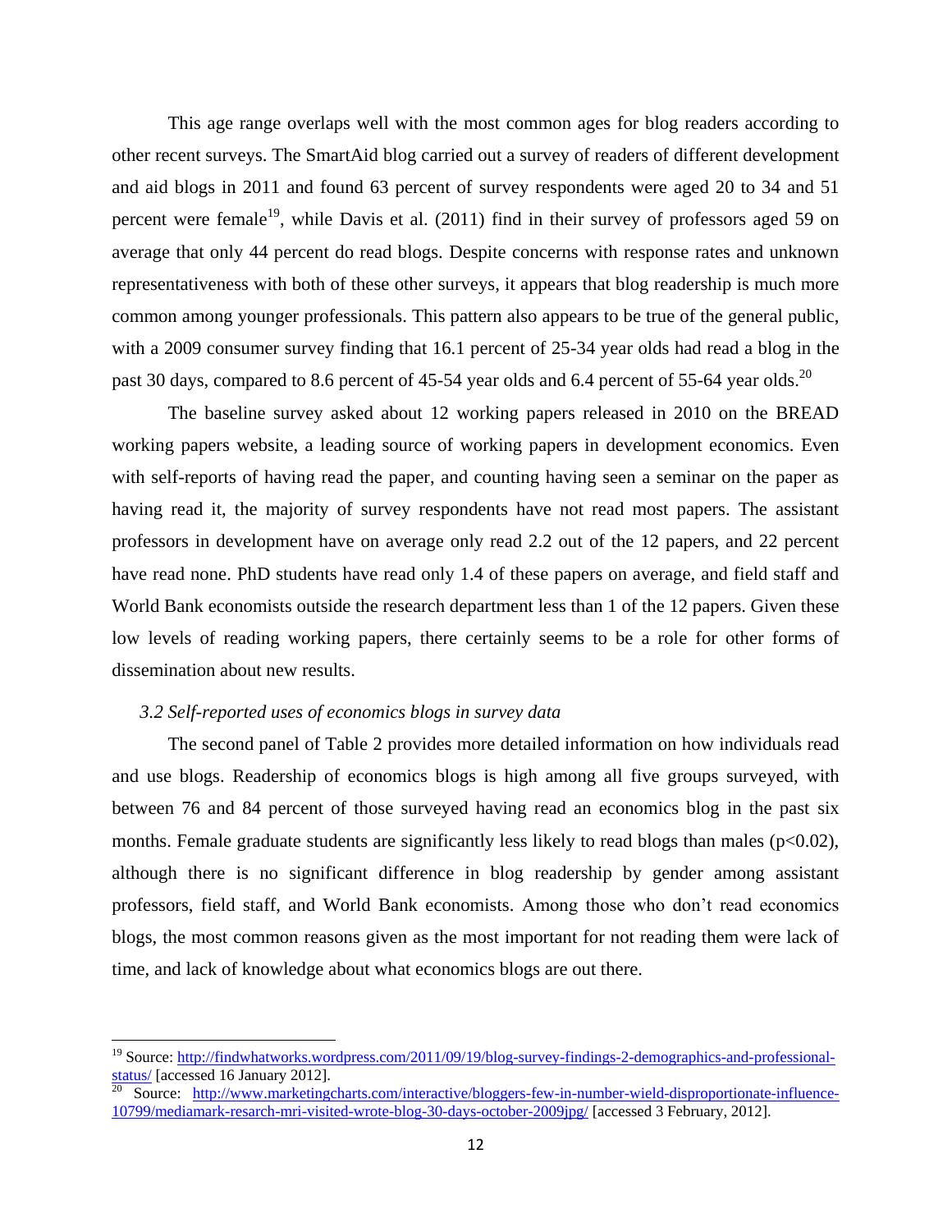This age range overlaps well with the most common ages for blog readers according to other recent surveys. The SmartAid blog carried out a survey of readers of different development and aid blogs in 2011 and found 63 percent of survey respondents were aged 20 to 34 and 51 percent were female[19], while Davis et al. (2011) find in their survey of professors aged 59 on average that only 44 percent do read blogs. Despite concerns with response rates and unknown representativeness with both of these other surveys, it appears that blog readership is much more common among younger professionals. This pattern also appears to be true of the general public, with a 2009 consumer survey finding that 16.1 percent of 25-34 year olds had read a blog in the past 30 days, compared to 8.6 percent of 45-54 year olds and 6.4 percent of 55-64 year olds.[20]

The baseline survey asked about 12 working papers released in 2010 on the BREAD working papers website, a leading source of working papers in development economics. Even with self-reports of having read the paper, and counting having seen a seminar on the paper as having read it, the majority of survey respondents have not read most papers. The assistant professors in development have on average only read 2.2 out of the 12 papers, and 22 percent have read none. PhD students have read only 1.4 of these papers on average, and field staff and World Bank economists outside the research department less than 1 of the 12 papers. Given these low levels of reading working papers, there certainly seems to be a role for other forms of dissemination about new results.

### *3.2 Self-reported uses of economics blogs in survey data*

The second panel of Table 2 provides more detailed information on how individuals read and use blogs. Readership of economics blogs is high among all five groups surveyed, with between 76 and 84 percent of those surveyed having read an economics blog in the past six months. Female graduate students are significantly less likely to read blogs than males ($p<0.02$), although there is no significant difference in blog readership by gender among assistant professors, field staff, and World Bank economists. Among those who don't read economics blogs, the most common reasons given as the most important for not reading them were lack of time, and lack of knowledge about what economics blogs are out there.

---

[19] Source: http://findwhatworks.wordpress.com/2011/09/19/blog-survey-findings-2-demographics-and-professional-status/ [accessed 16 January 2012].

[20] Source: http://www.marketingcharts.com/interactive/bloggers-few-in-number-wield-disproportionate-influence-10799/mediamark-resarch-mri-visited-wrote-blog-30-days-october-2009jpg/ [accessed 3 February, 2012].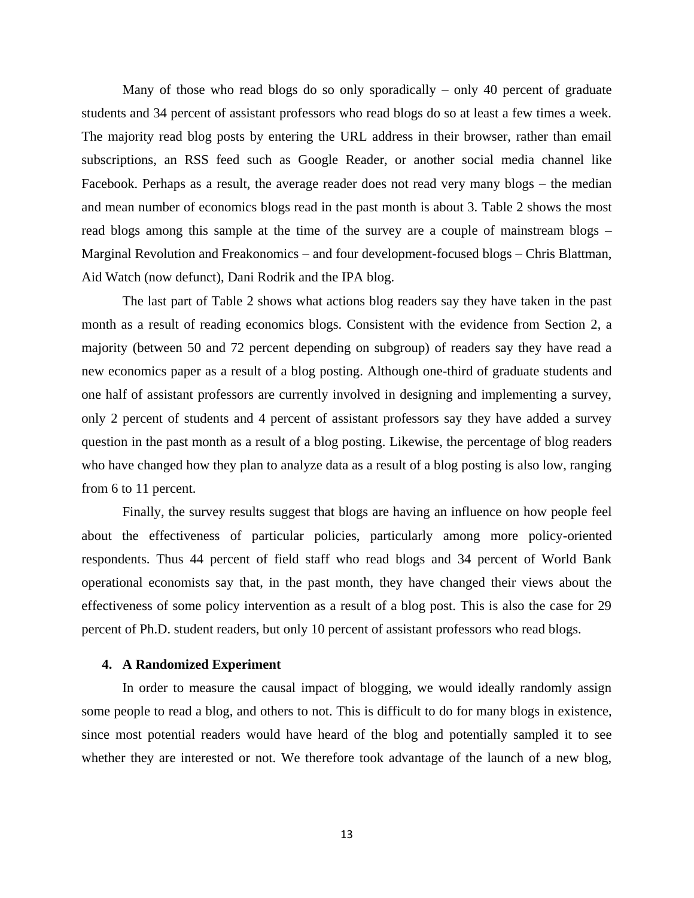Many of those who read blogs do so only sporadically – only 40 percent of graduate students and 34 percent of assistant professors who read blogs do so at least a few times a week. The majority read blog posts by entering the URL address in their browser, rather than email subscriptions, an RSS feed such as Google Reader, or another social media channel like Facebook. Perhaps as a result, the average reader does not read very many blogs – the median and mean number of economics blogs read in the past month is about 3. Table 2 shows the most read blogs among this sample at the time of the survey are a couple of mainstream blogs – Marginal Revolution and Freakonomics – and four development-focused blogs – Chris Blattman, Aid Watch (now defunct), Dani Rodrik and the IPA blog.

The last part of Table 2 shows what actions blog readers say they have taken in the past month as a result of reading economics blogs. Consistent with the evidence from Section 2, a majority (between 50 and 72 percent depending on subgroup) of readers say they have read a new economics paper as a result of a blog posting. Although one-third of graduate students and one half of assistant professors are currently involved in designing and implementing a survey, only 2 percent of students and 4 percent of assistant professors say they have added a survey question in the past month as a result of a blog posting. Likewise, the percentage of blog readers who have changed how they plan to analyze data as a result of a blog posting is also low, ranging from 6 to 11 percent.

Finally, the survey results suggest that blogs are having an influence on how people feel about the effectiveness of particular policies, particularly among more policy-oriented respondents. Thus 44 percent of field staff who read blogs and 34 percent of World Bank operational economists say that, in the past month, they have changed their views about the effectiveness of some policy intervention as a result of a blog post. This is also the case for 29 percent of Ph.D. student readers, but only 10 percent of assistant professors who read blogs.

## 4. A Randomized Experiment

In order to measure the causal impact of blogging, we would ideally randomly assign some people to read a blog, and others to not. This is difficult to do for many blogs in existence, since most potential readers would have heard of the blog and potentially sampled it to see whether they are interested or not. We therefore took advantage of the launch of a new blog,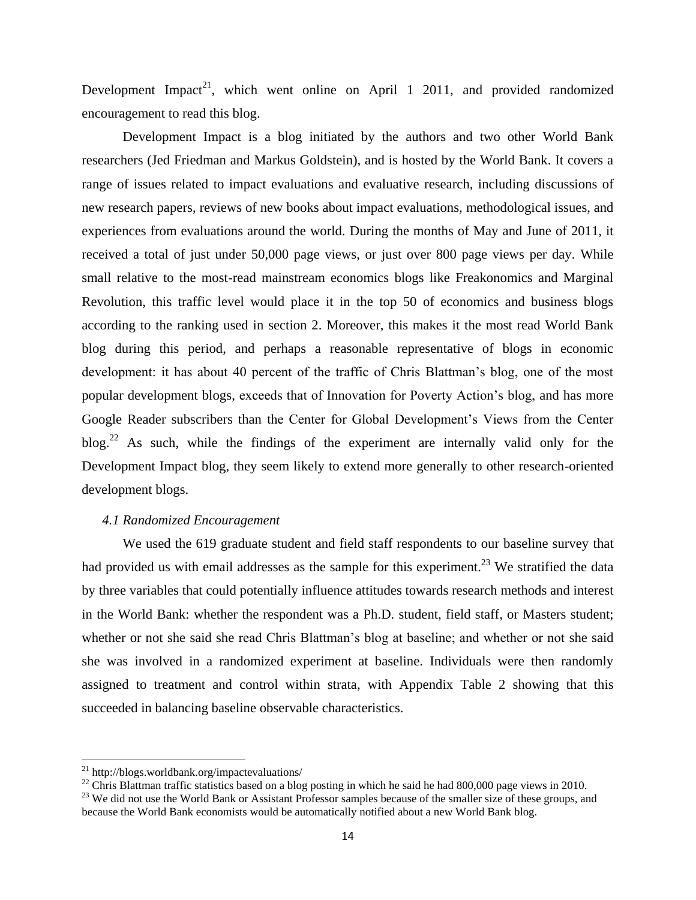Development Impact[21], which went online on April 1 2011, and provided randomized encouragement to read this blog.

Development Impact is a blog initiated by the authors and two other World Bank researchers (Jed Friedman and Markus Goldstein), and is hosted by the World Bank. It covers a range of issues related to impact evaluations and evaluative research, including discussions of new research papers, reviews of new books about impact evaluations, methodological issues, and experiences from evaluations around the world. During the months of May and June of 2011, it received a total of just under 50,000 page views, or just over 800 page views per day. While small relative to the most-read mainstream economics blogs like Freakonomics and Marginal Revolution, this traffic level would place it in the top 50 of economics and business blogs according to the ranking used in section 2. Moreover, this makes it the most read World Bank blog during this period, and perhaps a reasonable representative of blogs in economic development: it has about 40 percent of the traffic of Chris Blattman's blog, one of the most popular development blogs, exceeds that of Innovation for Poverty Action's blog, and has more Google Reader subscribers than the Center for Global Development's Views from the Center blog.[22] As such, while the findings of the experiment are internally valid only for the Development Impact blog, they seem likely to extend more generally to other research-oriented development blogs.

### *4.1 Randomized Encouragement*

We used the 619 graduate student and field staff respondents to our baseline survey that had provided us with email addresses as the sample for this experiment.[23] We stratified the data by three variables that could potentially influence attitudes towards research methods and interest in the World Bank: whether the respondent was a Ph.D. student, field staff, or Masters student; whether or not she said she read Chris Blattman's blog at baseline; and whether or not she said she was involved in a randomized experiment at baseline. Individuals were then randomly assigned to treatment and control within strata, with Appendix Table 2 showing that this succeeded in balancing baseline observable characteristics.

---

[21] http://blogs.worldbank.org/impactevaluations/

[22] Chris Blattman traffic statistics based on a blog posting in which he said he had 800,000 page views in 2010.

[23] We did not use the World Bank or Assistant Professor samples because of the smaller size of these groups, and because the World Bank economists would be automatically notified about a new World Bank blog.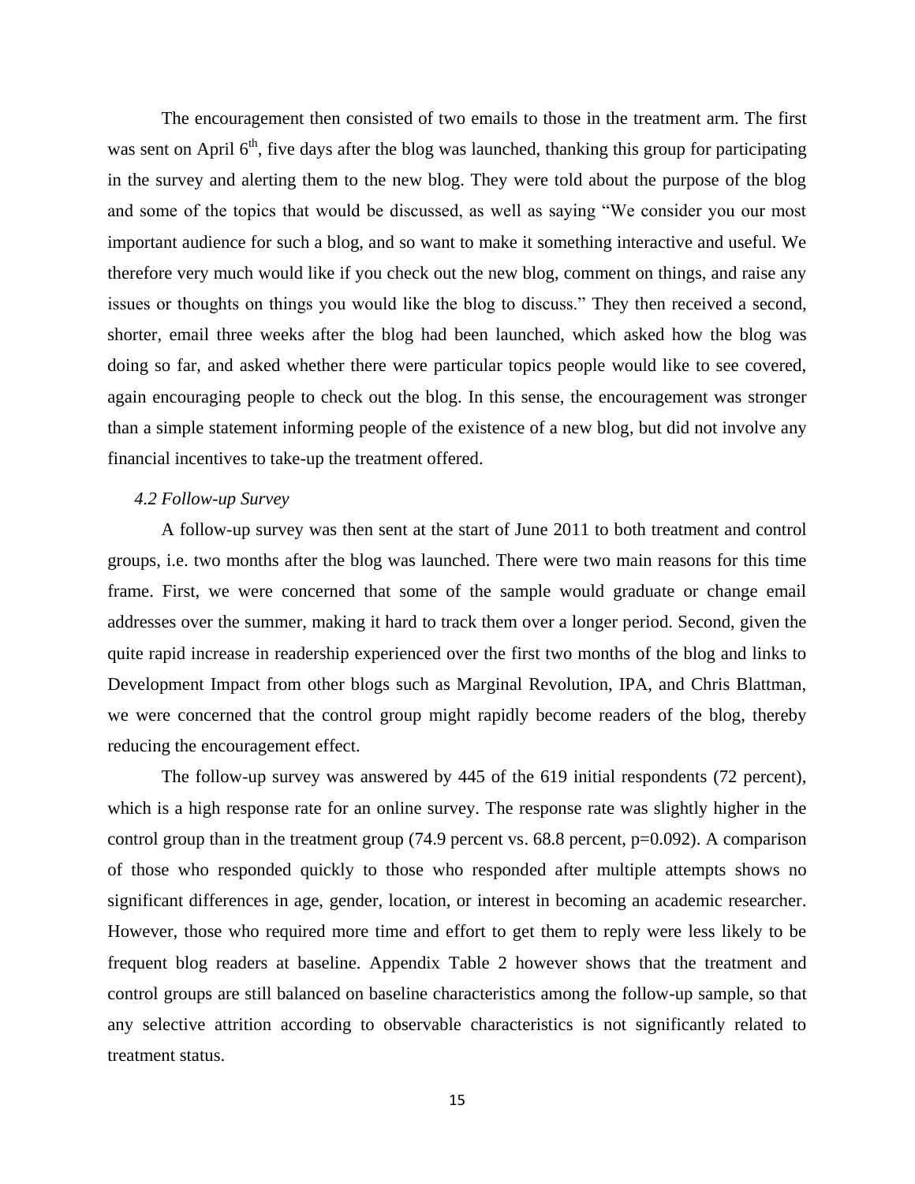The encouragement then consisted of two emails to those in the treatment arm. The first was sent on April 6th, five days after the blog was launched, thanking this group for participating in the survey and alerting them to the new blog. They were told about the purpose of the blog and some of the topics that would be discussed, as well as saying "We consider you our most important audience for such a blog, and so want to make it something interactive and useful. We therefore very much would like if you check out the new blog, comment on things, and raise any issues or thoughts on things you would like the blog to discuss." They then received a second, shorter, email three weeks after the blog had been launched, which asked how the blog was doing so far, and asked whether there were particular topics people would like to see covered, again encouraging people to check out the blog. In this sense, the encouragement was stronger than a simple statement informing people of the existence of a new blog, but did not involve any financial incentives to take-up the treatment offered.

### *4.2 Follow-up Survey*

A follow-up survey was then sent at the start of June 2011 to both treatment and control groups, i.e. two months after the blog was launched. There were two main reasons for this time frame. First, we were concerned that some of the sample would graduate or change email addresses over the summer, making it hard to track them over a longer period. Second, given the quite rapid increase in readership experienced over the first two months of the blog and links to Development Impact from other blogs such as Marginal Revolution, IPA, and Chris Blattman, we were concerned that the control group might rapidly become readers of the blog, thereby reducing the encouragement effect.

The follow-up survey was answered by 445 of the 619 initial respondents (72 percent), which is a high response rate for an online survey. The response rate was slightly higher in the control group than in the treatment group (74.9 percent vs. 68.8 percent, $p=0.092$). A comparison of those who responded quickly to those who responded after multiple attempts shows no significant differences in age, gender, location, or interest in becoming an academic researcher. However, those who required more time and effort to get them to reply were less likely to be frequent blog readers at baseline. Appendix Table 2 however shows that the treatment and control groups are still balanced on baseline characteristics among the follow-up sample, so that any selective attrition according to observable characteristics is not significantly related to treatment status.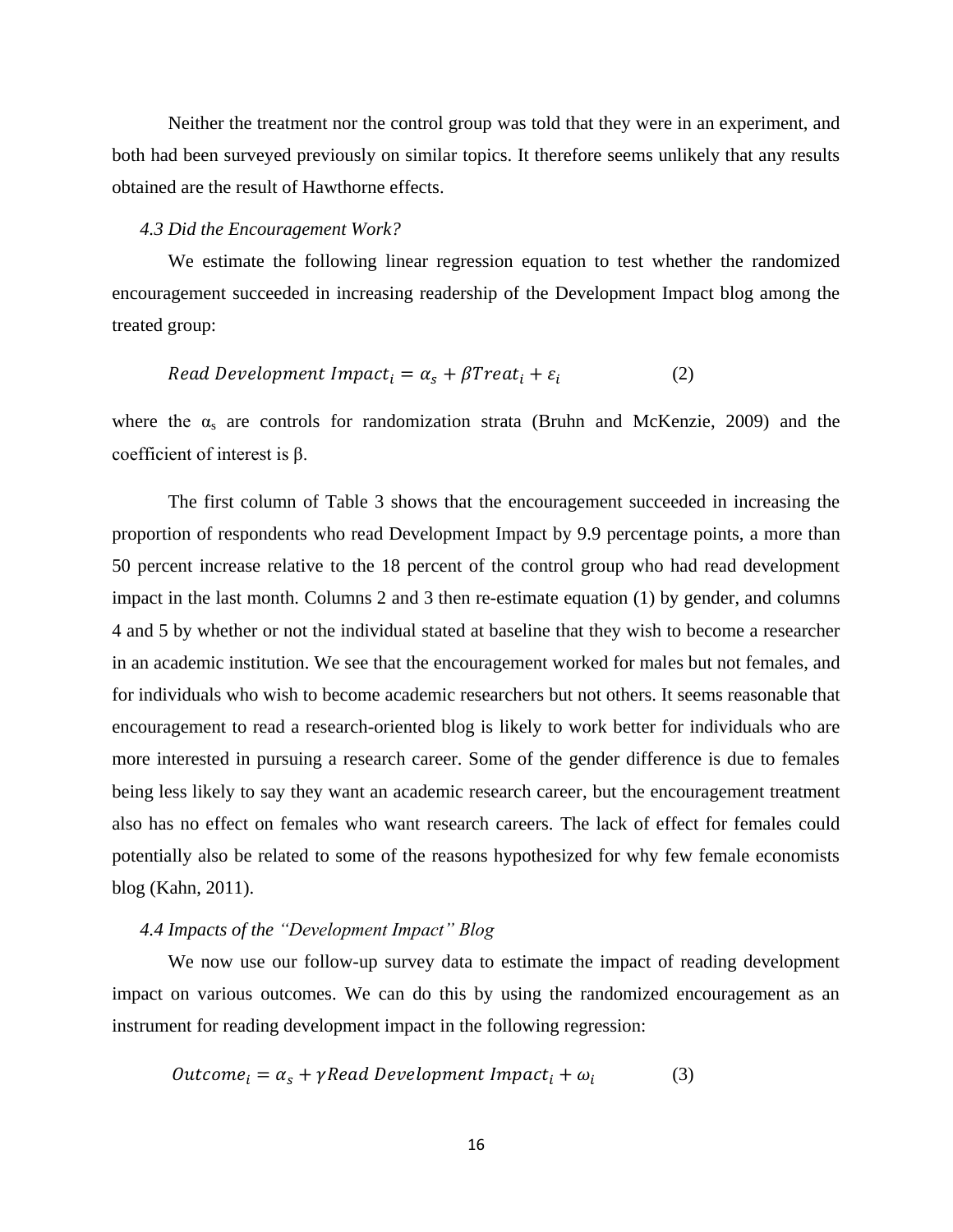Neither the treatment nor the control group was told that they were in an experiment, and both had been surveyed previously on similar topics. It therefore seems unlikely that any results obtained are the result of Hawthorne effects.

### *4.3 Did the Encouragement Work?*

We estimate the following linear regression equation to test whether the randomized encouragement succeeded in increasing readership of the Development Impact blog among the treated group:

$$Read\ Development\ Impact_i = \alpha_s + \beta Treat_i + \varepsilon_i \qquad (2)$$

where the $\alpha_s$ are controls for randomization strata (Bruhn and McKenzie, 2009) and the coefficient of interest is β.

The first column of Table 3 shows that the encouragement succeeded in increasing the proportion of respondents who read Development Impact by 9.9 percentage points, a more than 50 percent increase relative to the 18 percent of the control group who had read development impact in the last month. Columns 2 and 3 then re-estimate equation (1) by gender, and columns 4 and 5 by whether or not the individual stated at baseline that they wish to become a researcher in an academic institution. We see that the encouragement worked for males but not females, and for individuals who wish to become academic researchers but not others. It seems reasonable that encouragement to read a research-oriented blog is likely to work better for individuals who are more interested in pursuing a research career. Some of the gender difference is due to females being less likely to say they want an academic research career, but the encouragement treatment also has no effect on females who want research careers. The lack of effect for females could potentially also be related to some of the reasons hypothesized for why few female economists blog (Kahn, 2011).

### *4.4 Impacts of the "Development Impact" Blog*

We now use our follow-up survey data to estimate the impact of reading development impact on various outcomes. We can do this by using the randomized encouragement as an instrument for reading development impact in the following regression:

$$Outcome_i = \alpha_s + \gamma Read\ Development\ Impact_i + \omega_i \qquad (3)$$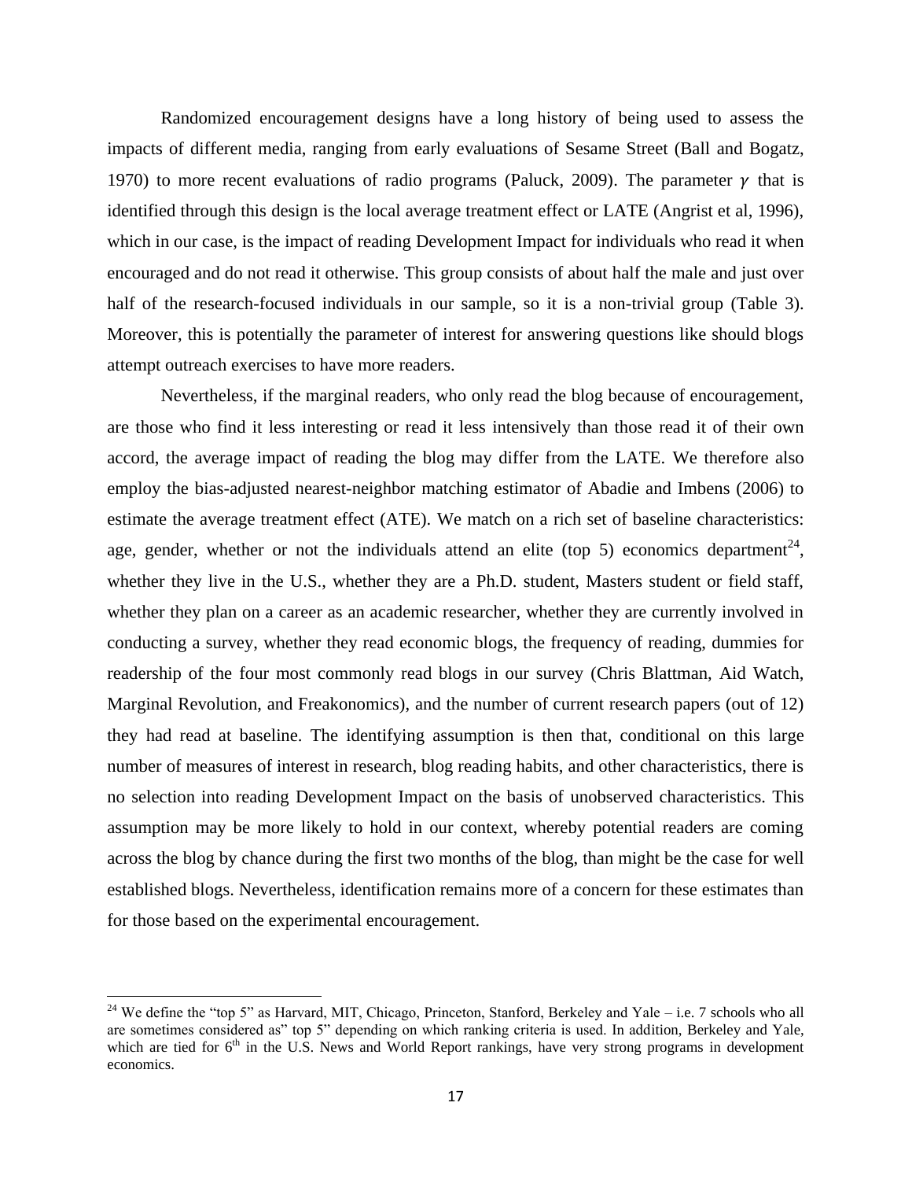Randomized encouragement designs have a long history of being used to assess the impacts of different media, ranging from early evaluations of Sesame Street (Ball and Bogatz, 1970) to more recent evaluations of radio programs (Paluck, 2009). The parameter $\gamma$ that is identified through this design is the local average treatment effect or LATE (Angrist et al, 1996), which in our case, is the impact of reading Development Impact for individuals who read it when encouraged and do not read it otherwise. This group consists of about half the male and just over half of the research-focused individuals in our sample, so it is a non-trivial group (Table 3). Moreover, this is potentially the parameter of interest for answering questions like should blogs attempt outreach exercises to have more readers.

Nevertheless, if the marginal readers, who only read the blog because of encouragement, are those who find it less interesting or read it less intensively than those read it of their own accord, the average impact of reading the blog may differ from the LATE. We therefore also employ the bias-adjusted nearest-neighbor matching estimator of Abadie and Imbens (2006) to estimate the average treatment effect (ATE). We match on a rich set of baseline characteristics: age, gender, whether or not the individuals attend an elite (top 5) economics department[24], whether they live in the U.S., whether they are a Ph.D. student, Masters student or field staff, whether they plan on a career as an academic researcher, whether they are currently involved in conducting a survey, whether they read economic blogs, the frequency of reading, dummies for readership of the four most commonly read blogs in our survey (Chris Blattman, Aid Watch, Marginal Revolution, and Freakonomics), and the number of current research papers (out of 12) they had read at baseline. The identifying assumption is then that, conditional on this large number of measures of interest in research, blog reading habits, and other characteristics, there is no selection into reading Development Impact on the basis of unobserved characteristics. This assumption may be more likely to hold in our context, whereby potential readers are coming across the blog by chance during the first two months of the blog, than might be the case for well established blogs. Nevertheless, identification remains more of a concern for these estimates than for those based on the experimental encouragement.

---

[24] We define the "top 5" as Harvard, MIT, Chicago, Princeton, Stanford, Berkeley and Yale – i.e. 7 schools who all are sometimes considered as" top 5" depending on which ranking criteria is used. In addition, Berkeley and Yale, which are tied for 6th in the U.S. News and World Report rankings, have very strong programs in development economics.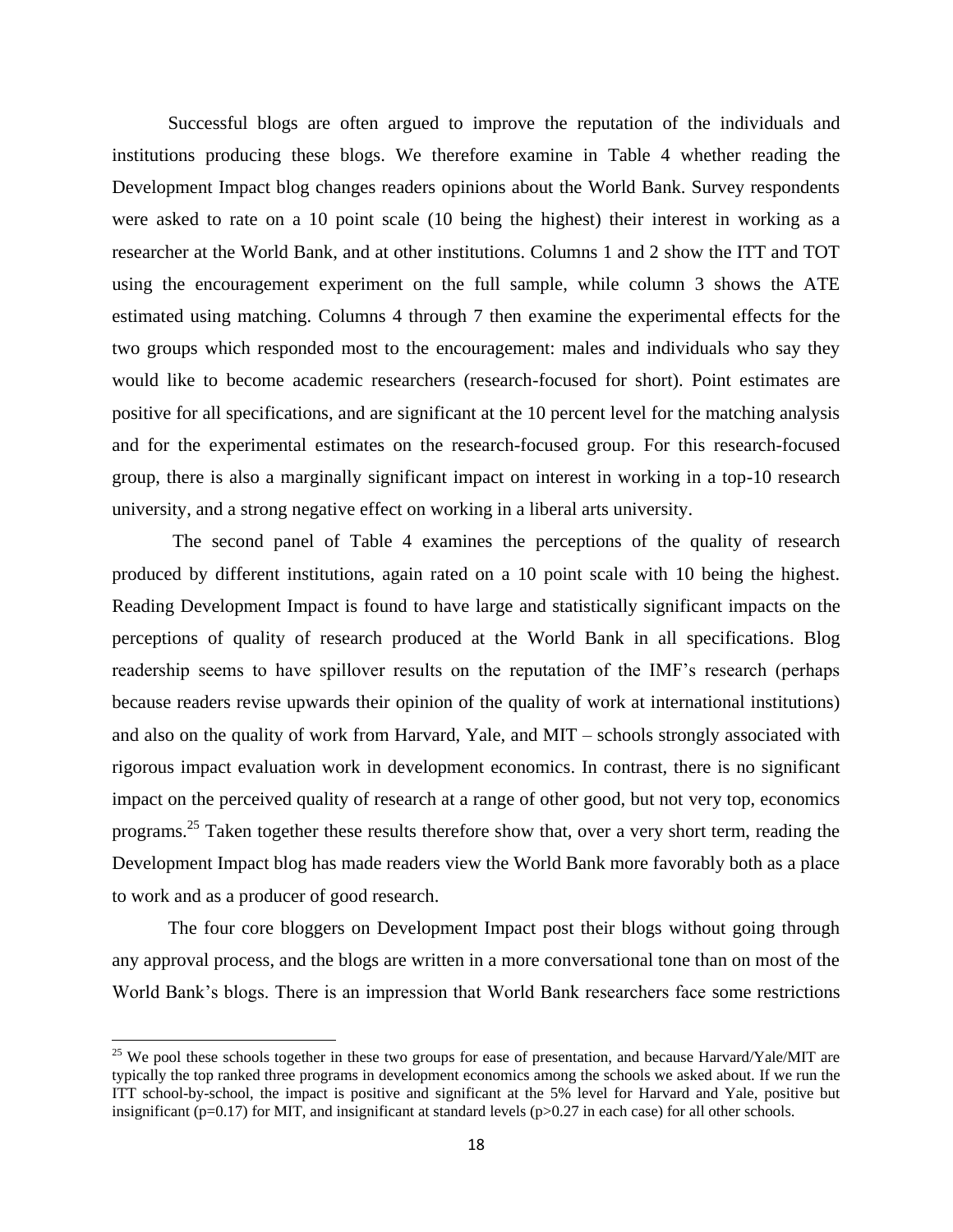Successful blogs are often argued to improve the reputation of the individuals and institutions producing these blogs. We therefore examine in Table 4 whether reading the Development Impact blog changes readers opinions about the World Bank. Survey respondents were asked to rate on a 10 point scale (10 being the highest) their interest in working as a researcher at the World Bank, and at other institutions. Columns 1 and 2 show the ITT and TOT using the encouragement experiment on the full sample, while column 3 shows the ATE estimated using matching. Columns 4 through 7 then examine the experimental effects for the two groups which responded most to the encouragement: males and individuals who say they would like to become academic researchers (research-focused for short). Point estimates are positive for all specifications, and are significant at the 10 percent level for the matching analysis and for the experimental estimates on the research-focused group. For this research-focused group, there is also a marginally significant impact on interest in working in a top-10 research university, and a strong negative effect on working in a liberal arts university.

The second panel of Table 4 examines the perceptions of the quality of research produced by different institutions, again rated on a 10 point scale with 10 being the highest. Reading Development Impact is found to have large and statistically significant impacts on the perceptions of quality of research produced at the World Bank in all specifications. Blog readership seems to have spillover results on the reputation of the IMF's research (perhaps because readers revise upwards their opinion of the quality of work at international institutions) and also on the quality of work from Harvard, Yale, and MIT – schools strongly associated with rigorous impact evaluation work in development economics. In contrast, there is no significant impact on the perceived quality of research at a range of other good, but not very top, economics programs.[25] Taken together these results therefore show that, over a very short term, reading the Development Impact blog has made readers view the World Bank more favorably both as a place to work and as a producer of good research.

The four core bloggers on Development Impact post their blogs without going through any approval process, and the blogs are written in a more conversational tone than on most of the World Bank's blogs. There is an impression that World Bank researchers face some restrictions

[25] We pool these schools together in these two groups for ease of presentation, and because Harvard/Yale/MIT are typically the top ranked three programs in development economics among the schools we asked about. If we run the ITT school-by-school, the impact is positive and significant at the 5% level for Harvard and Yale, positive but insignificant ($p=0.17$) for MIT, and insignificant at standard levels ($p>0.27$ in each case) for all other schools.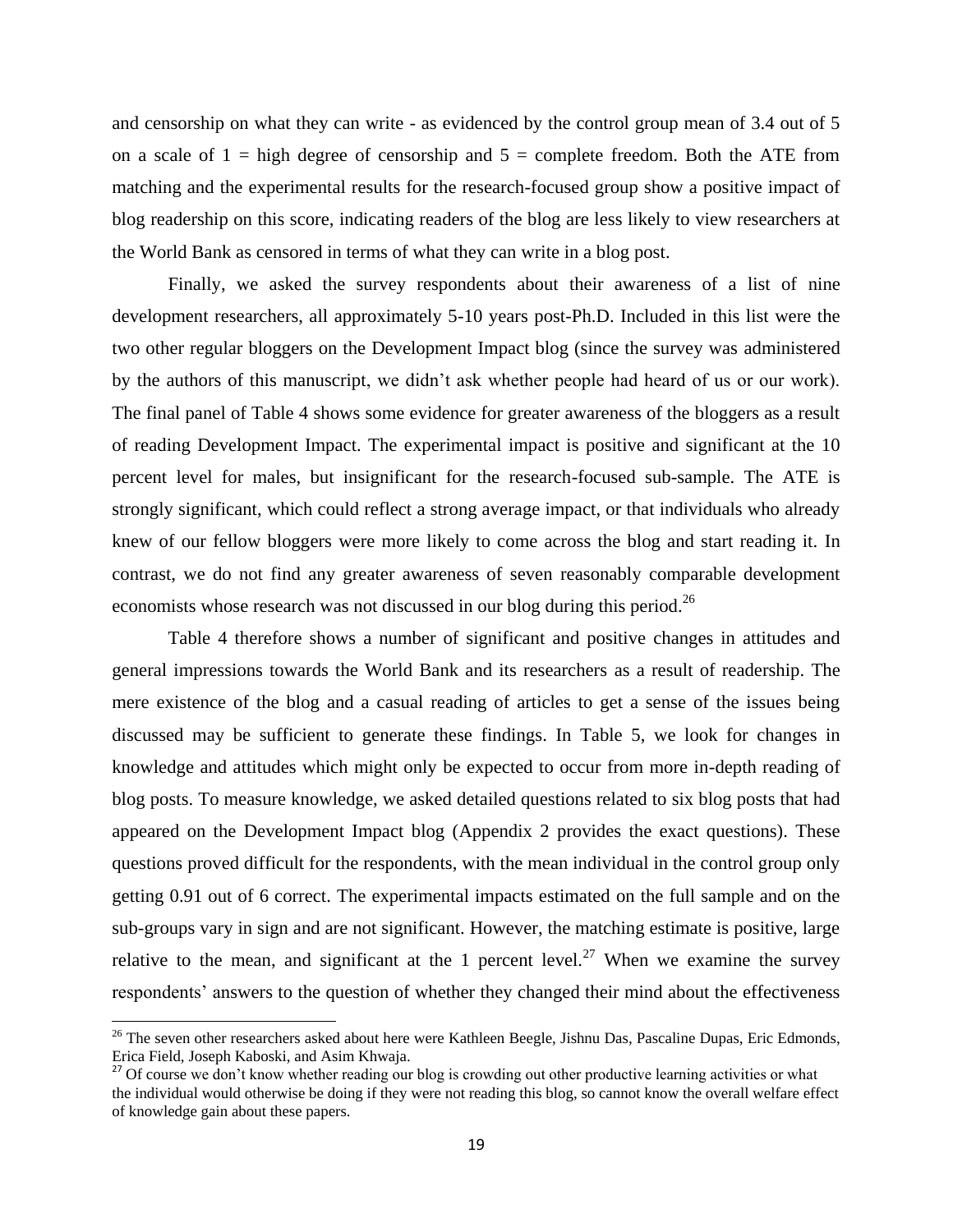and censorship on what they can write - as evidenced by the control group mean of 3.4 out of 5 on a scale of 1 = high degree of censorship and 5 = complete freedom. Both the ATE from matching and the experimental results for the research-focused group show a positive impact of blog readership on this score, indicating readers of the blog are less likely to view researchers at the World Bank as censored in terms of what they can write in a blog post.

Finally, we asked the survey respondents about their awareness of a list of nine development researchers, all approximately 5-10 years post-Ph.D. Included in this list were the two other regular bloggers on the Development Impact blog (since the survey was administered by the authors of this manuscript, we didn't ask whether people had heard of us or our work). The final panel of Table 4 shows some evidence for greater awareness of the bloggers as a result of reading Development Impact. The experimental impact is positive and significant at the 10 percent level for males, but insignificant for the research-focused sub-sample. The ATE is strongly significant, which could reflect a strong average impact, or that individuals who already knew of our fellow bloggers were more likely to come across the blog and start reading it. In contrast, we do not find any greater awareness of seven reasonably comparable development economists whose research was not discussed in our blog during this period.[26]

Table 4 therefore shows a number of significant and positive changes in attitudes and general impressions towards the World Bank and its researchers as a result of readership. The mere existence of the blog and a casual reading of articles to get a sense of the issues being discussed may be sufficient to generate these findings. In Table 5, we look for changes in knowledge and attitudes which might only be expected to occur from more in-depth reading of blog posts. To measure knowledge, we asked detailed questions related to six blog posts that had appeared on the Development Impact blog (Appendix 2 provides the exact questions). These questions proved difficult for the respondents, with the mean individual in the control group only getting 0.91 out of 6 correct. The experimental impacts estimated on the full sample and on the sub-groups vary in sign and are not significant. However, the matching estimate is positive, large relative to the mean, and significant at the 1 percent level.[27] When we examine the survey respondents' answers to the question of whether they changed their mind about the effectiveness

[26] The seven other researchers asked about here were Kathleen Beegle, Jishnu Das, Pascaline Dupas, Eric Edmonds, Erica Field, Joseph Kaboski, and Asim Khwaja.

[27] Of course we don't know whether reading our blog is crowding out other productive learning activities or what the individual would otherwise be doing if they were not reading this blog, so cannot know the overall welfare effect of knowledge gain about these papers.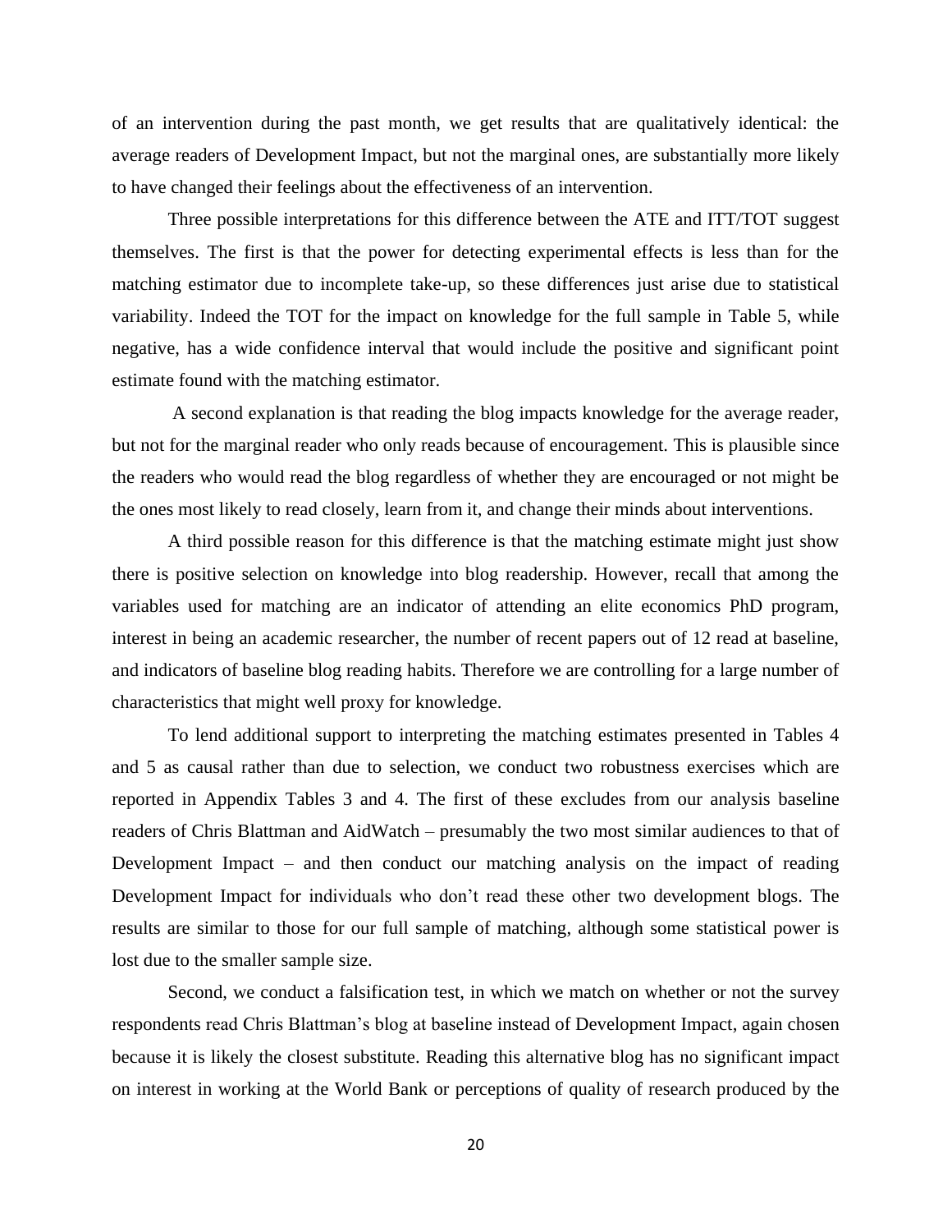of an intervention during the past month, we get results that are qualitatively identical: the average readers of Development Impact, but not the marginal ones, are substantially more likely to have changed their feelings about the effectiveness of an intervention.

Three possible interpretations for this difference between the ATE and ITT/TOT suggest themselves. The first is that the power for detecting experimental effects is less than for the matching estimator due to incomplete take-up, so these differences just arise due to statistical variability. Indeed the TOT for the impact on knowledge for the full sample in Table 5, while negative, has a wide confidence interval that would include the positive and significant point estimate found with the matching estimator.

A second explanation is that reading the blog impacts knowledge for the average reader, but not for the marginal reader who only reads because of encouragement. This is plausible since the readers who would read the blog regardless of whether they are encouraged or not might be the ones most likely to read closely, learn from it, and change their minds about interventions.

A third possible reason for this difference is that the matching estimate might just show there is positive selection on knowledge into blog readership. However, recall that among the variables used for matching are an indicator of attending an elite economics PhD program, interest in being an academic researcher, the number of recent papers out of 12 read at baseline, and indicators of baseline blog reading habits. Therefore we are controlling for a large number of characteristics that might well proxy for knowledge.

To lend additional support to interpreting the matching estimates presented in Tables 4 and 5 as causal rather than due to selection, we conduct two robustness exercises which are reported in Appendix Tables 3 and 4. The first of these excludes from our analysis baseline readers of Chris Blattman and AidWatch – presumably the two most similar audiences to that of Development Impact – and then conduct our matching analysis on the impact of reading Development Impact for individuals who don't read these other two development blogs. The results are similar to those for our full sample of matching, although some statistical power is lost due to the smaller sample size.

Second, we conduct a falsification test, in which we match on whether or not the survey respondents read Chris Blattman's blog at baseline instead of Development Impact, again chosen because it is likely the closest substitute. Reading this alternative blog has no significant impact on interest in working at the World Bank or perceptions of quality of research produced by the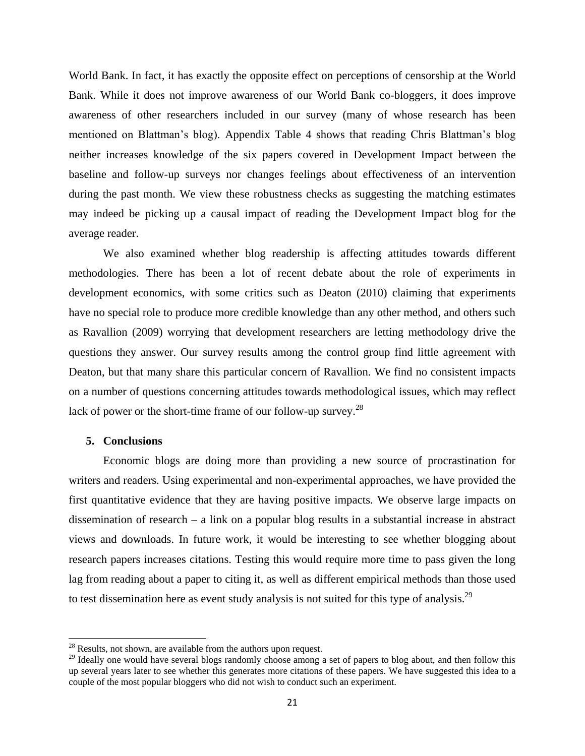World Bank. In fact, it has exactly the opposite effect on perceptions of censorship at the World Bank. While it does not improve awareness of our World Bank co-bloggers, it does improve awareness of other researchers included in our survey (many of whose research has been mentioned on Blattman's blog). Appendix Table 4 shows that reading Chris Blattman's blog neither increases knowledge of the six papers covered in Development Impact between the baseline and follow-up surveys nor changes feelings about effectiveness of an intervention during the past month. We view these robustness checks as suggesting the matching estimates may indeed be picking up a causal impact of reading the Development Impact blog for the average reader.

We also examined whether blog readership is affecting attitudes towards different methodologies. There has been a lot of recent debate about the role of experiments in development economics, with some critics such as Deaton (2010) claiming that experiments have no special role to produce more credible knowledge than any other method, and others such as Ravallion (2009) worrying that development researchers are letting methodology drive the questions they answer. Our survey results among the control group find little agreement with Deaton, but that many share this particular concern of Ravallion. We find no consistent impacts on a number of questions concerning attitudes towards methodological issues, which may reflect lack of power or the short-time frame of our follow-up survey.[28]

## 5. Conclusions

Economic blogs are doing more than providing a new source of procrastination for writers and readers. Using experimental and non-experimental approaches, we have provided the first quantitative evidence that they are having positive impacts. We observe large impacts on dissemination of research – a link on a popular blog results in a substantial increase in abstract views and downloads. In future work, it would be interesting to see whether blogging about research papers increases citations. Testing this would require more time to pass given the long lag from reading about a paper to citing it, as well as different empirical methods than those used to test dissemination here as event study analysis is not suited for this type of analysis.[29]

---

[28] Results, not shown, are available from the authors upon request.

[29] Ideally one would have several blogs randomly choose among a set of papers to blog about, and then follow this up several years later to see whether this generates more citations of these papers. We have suggested this idea to a couple of the most popular bloggers who did not wish to conduct such an experiment.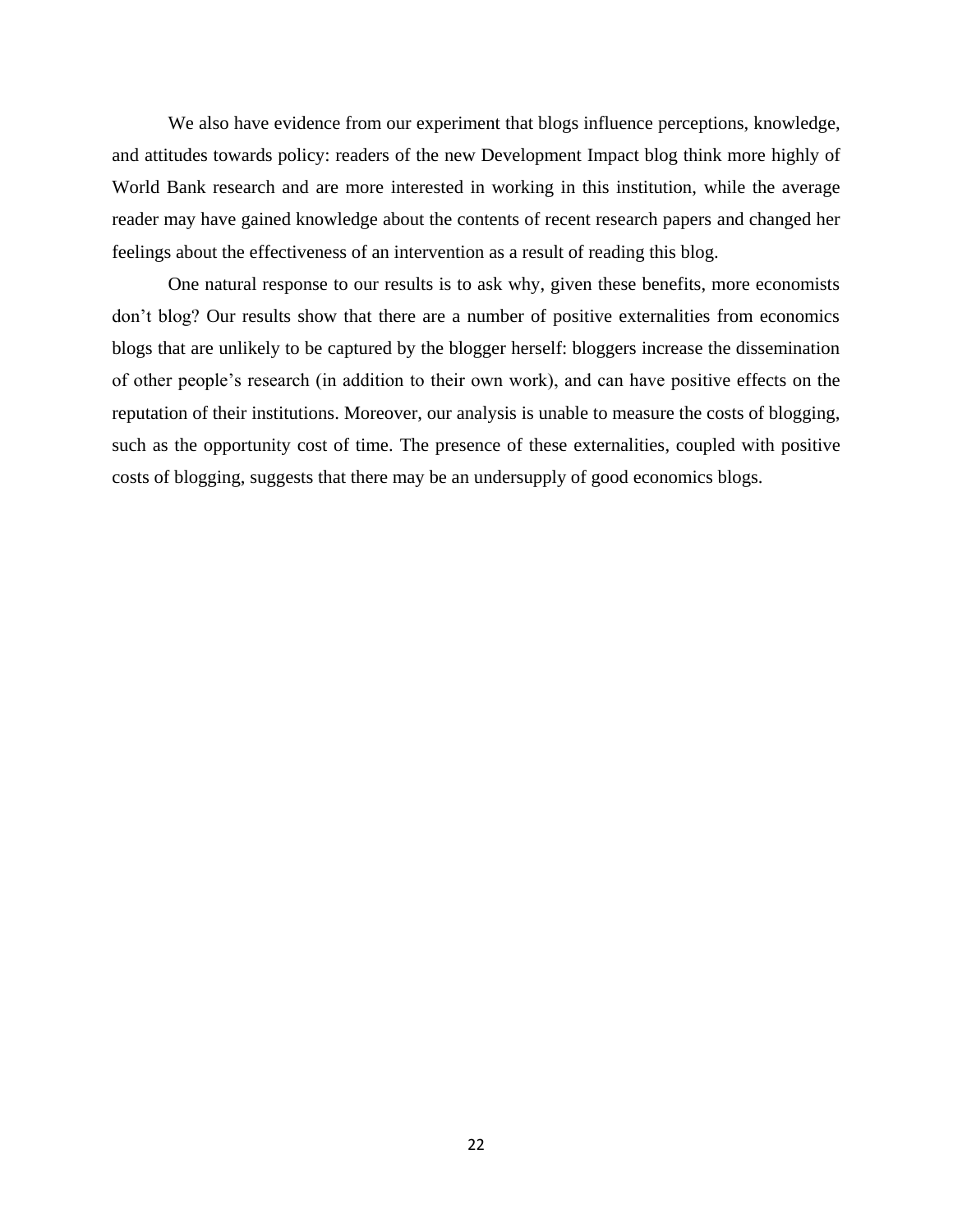We also have evidence from our experiment that blogs influence perceptions, knowledge, and attitudes towards policy: readers of the new Development Impact blog think more highly of World Bank research and are more interested in working in this institution, while the average reader may have gained knowledge about the contents of recent research papers and changed her feelings about the effectiveness of an intervention as a result of reading this blog.

One natural response to our results is to ask why, given these benefits, more economists don't blog? Our results show that there are a number of positive externalities from economics blogs that are unlikely to be captured by the blogger herself: bloggers increase the dissemination of other people's research (in addition to their own work), and can have positive effects on the reputation of their institutions. Moreover, our analysis is unable to measure the costs of blogging, such as the opportunity cost of time. The presence of these externalities, coupled with positive costs of blogging, suggests that there may be an undersupply of good economics blogs.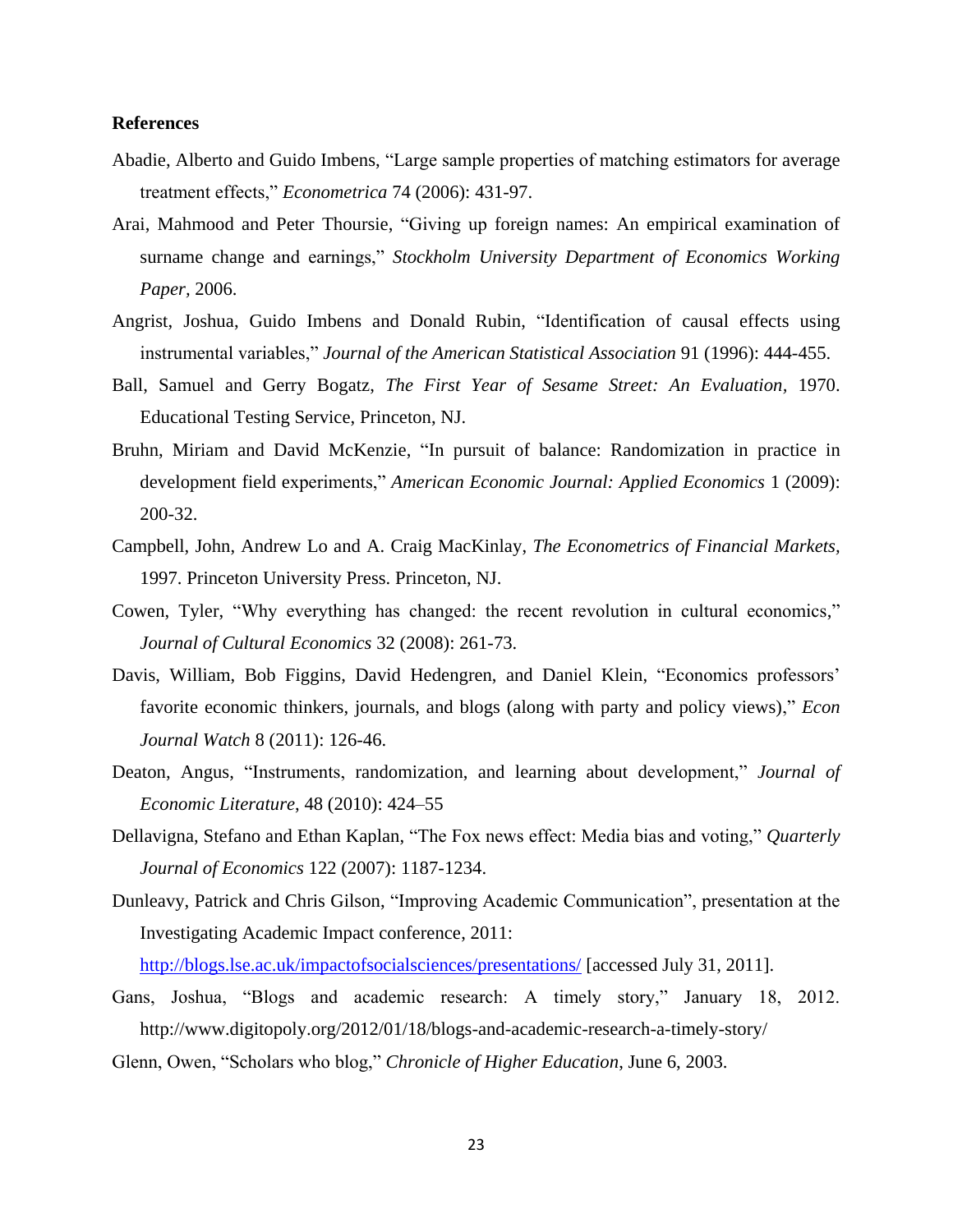## References

Abadie, Alberto and Guido Imbens, "Large sample properties of matching estimators for average treatment effects," *Econometrica* 74 (2006): 431-97.

Arai, Mahmood and Peter Thoursie, "Giving up foreign names: An empirical examination of surname change and earnings," *Stockholm University Department of Economics Working Paper*, 2006.

Angrist, Joshua, Guido Imbens and Donald Rubin, "Identification of causal effects using instrumental variables," *Journal of the American Statistical Association* 91 (1996): 444-455.

Ball, Samuel and Gerry Bogatz, *The First Year of Sesame Street: An Evaluation*, 1970. Educational Testing Service, Princeton, NJ.

Bruhn, Miriam and David McKenzie, "In pursuit of balance: Randomization in practice in development field experiments," *American Economic Journal: Applied Economics* 1 (2009): 200-32.

Campbell, John, Andrew Lo and A. Craig MacKinlay, *The Econometrics of Financial Markets*, 1997. Princeton University Press. Princeton, NJ.

Cowen, Tyler, "Why everything has changed: the recent revolution in cultural economics," *Journal of Cultural Economics* 32 (2008): 261-73.

Davis, William, Bob Figgins, David Hedengren, and Daniel Klein, "Economics professors' favorite economic thinkers, journals, and blogs (along with party and policy views)," *Econ Journal Watch* 8 (2011): 126-46.

Deaton, Angus, "Instruments, randomization, and learning about development," *Journal of Economic Literature*, 48 (2010): 424–55

Dellavigna, Stefano and Ethan Kaplan, "The Fox news effect: Media bias and voting," *Quarterly Journal of Economics* 122 (2007): 1187-1234.

Dunleavy, Patrick and Chris Gilson, "Improving Academic Communication", presentation at the Investigating Academic Impact conference, 2011: http://blogs.lse.ac.uk/impactofsocialsciences/presentations/ [accessed July 31, 2011].

Gans, Joshua, "Blogs and academic research: A timely story," January 18, 2012. http://www.digitopoly.org/2012/01/18/blogs-and-academic-research-a-timely-story/

Glenn, Owen, "Scholars who blog," *Chronicle of Higher Education*, June 6, 2003.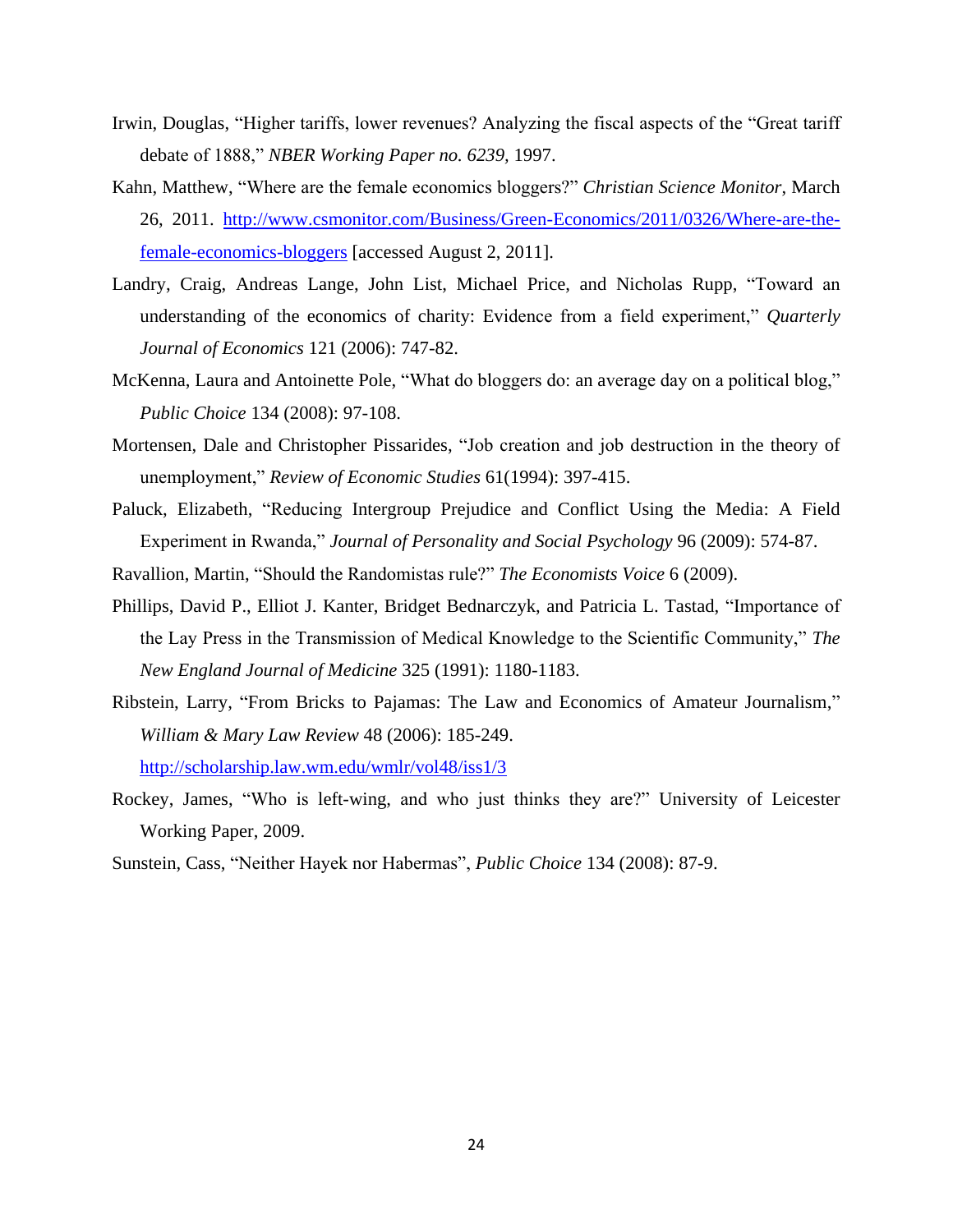Irwin, Douglas, "Higher tariffs, lower revenues? Analyzing the fiscal aspects of the "Great tariff debate of 1888," *NBER Working Paper no. 6239*, 1997.

Kahn, Matthew, "Where are the female economics bloggers?" *Christian Science Monitor*, March 26, 2011. http://www.csmonitor.com/Business/Green-Economics/2011/0326/Where-are-the-female-economics-bloggers [accessed August 2, 2011].

Landry, Craig, Andreas Lange, John List, Michael Price, and Nicholas Rupp, "Toward an understanding of the economics of charity: Evidence from a field experiment," *Quarterly Journal of Economics* 121 (2006): 747-82.

McKenna, Laura and Antoinette Pole, "What do bloggers do: an average day on a political blog," *Public Choice* 134 (2008): 97-108.

Mortensen, Dale and Christopher Pissarides, "Job creation and job destruction in the theory of unemployment," *Review of Economic Studies* 61(1994): 397-415.

Paluck, Elizabeth, "Reducing Intergroup Prejudice and Conflict Using the Media: A Field Experiment in Rwanda," *Journal of Personality and Social Psychology* 96 (2009): 574-87.

Ravallion, Martin, "Should the Randomistas rule?" *The Economists Voice* 6 (2009).

Phillips, David P., Elliot J. Kanter, Bridget Bednarczyk, and Patricia L. Tastad, "Importance of the Lay Press in the Transmission of Medical Knowledge to the Scientific Community," *The New England Journal of Medicine* 325 (1991): 1180-1183.

Ribstein, Larry, "From Bricks to Pajamas: The Law and Economics of Amateur Journalism," *William & Mary Law Review* 48 (2006): 185-249. http://scholarship.law.wm.edu/wmlr/vol48/iss1/3

Rockey, James, "Who is left-wing, and who just thinks they are?" University of Leicester Working Paper, 2009.

Sunstein, Cass, "Neither Hayek nor Habermas", *Public Choice* 134 (2008): 87-9.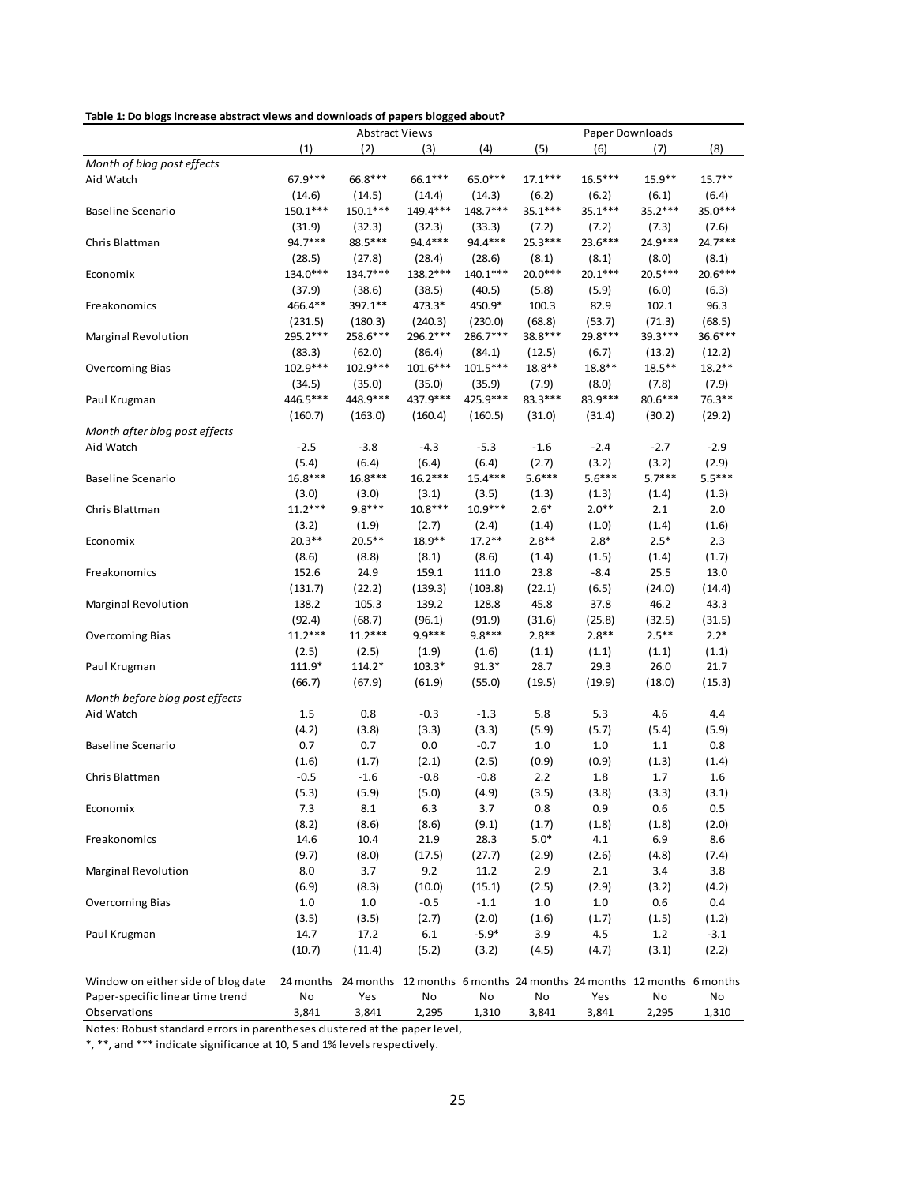**Table 1: Do blogs increase abstract views and downloads of papers blogged about?**

| | Abstract Views | | | | Paper Downloads | | | |
|---|---|---|---|---|---|---|---|---|
| | (1) | (2) | (3) | (4) | (5) | (6) | (7) | (8) |
| *Month of blog post effects* | | | | | | | | |
| Aid Watch | 67.9*** | 66.8*** | 66.1*** | 65.0*** | 17.1*** | 16.5*** | 15.9** | 15.7** |
| | (14.6) | (14.5) | (14.4) | (14.3) | (6.2) | (6.2) | (6.1) | (6.4) |
| Baseline Scenario | 150.1*** | 150.1*** | 149.4*** | 148.7*** | 35.1*** | 35.1*** | 35.2*** | 35.0*** |
| | (31.9) | (32.3) | (32.3) | (33.3) | (7.2) | (7.2) | (7.3) | (7.6) |
| Chris Blattman | 94.7*** | 88.5*** | 94.4*** | 94.4*** | 25.3*** | 23.6*** | 24.9*** | 24.7*** |
| | (28.5) | (27.8) | (28.4) | (28.6) | (8.1) | (8.1) | (8.0) | (8.1) |
| Economix | 134.0*** | 134.7*** | 138.2*** | 140.1*** | 20.0*** | 20.1*** | 20.5*** | 20.6*** |
| | (37.9) | (38.6) | (38.5) | (40.5) | (5.8) | (5.9) | (6.0) | (6.3) |
| Freakonomics | 466.4** | 397.1** | 473.3* | 450.9* | 100.3 | 82.9 | 102.1 | 96.3 |
| | (231.5) | (180.3) | (240.3) | (230.0) | (68.8) | (53.7) | (71.3) | (68.5) |
| Marginal Revolution | 295.2*** | 258.6*** | 296.2*** | 286.7*** | 38.8*** | 29.8*** | 39.3*** | 36.6*** |
| | (83.3) | (62.0) | (86.4) | (84.1) | (12.5) | (6.7) | (13.2) | (12.2) |
| Overcoming Bias | 102.9*** | 102.9*** | 101.6*** | 101.5*** | 18.8** | 18.8** | 18.5** | 18.2** |
| | (34.5) | (35.0) | (35.0) | (35.9) | (7.9) | (8.0) | (7.8) | (7.9) |
| Paul Krugman | 446.5*** | 448.9*** | 437.9*** | 425.9*** | 83.3*** | 83.9*** | 80.6*** | 76.3** |
| | (160.7) | (163.0) | (160.4) | (160.5) | (31.0) | (31.4) | (30.2) | (29.2) |
| *Month after blog post effects* | | | | | | | | |
| Aid Watch | -2.5 | -3.8 | -4.3 | -5.3 | -1.6 | -2.4 | -2.7 | -2.9 |
| | (5.4) | (6.4) | (6.4) | (6.4) | (2.7) | (3.2) | (3.2) | (2.9) |
| Baseline Scenario | 16.8*** | 16.8*** | 16.2*** | 15.4*** | 5.6*** | 5.6*** | 5.7*** | 5.5*** |
| | (3.0) | (3.0) | (3.1) | (3.5) | (1.3) | (1.3) | (1.4) | (1.3) |
| Chris Blattman | 11.2*** | 9.8*** | 10.8*** | 10.9*** | 2.6* | 2.0** | 2.1 | 2.0 |
| | (3.2) | (1.9) | (2.7) | (2.4) | (1.4) | (1.0) | (1.4) | (1.6) |
| Economix | 20.3** | 20.5** | 18.9** | 17.2** | 2.8** | 2.8* | 2.5* | 2.3 |
| | (8.6) | (8.8) | (8.1) | (8.6) | (1.4) | (1.5) | (1.4) | (1.7) |
| Freakonomics | 152.6 | 24.9 | 159.1 | 111.0 | 23.8 | -8.4 | 25.5 | 13.0 |
| | (131.7) | (22.2) | (139.3) | (103.8) | (22.1) | (6.5) | (24.0) | (14.4) |
| Marginal Revolution | 138.2 | 105.3 | 139.2 | 128.8 | 45.8 | 37.8 | 46.2 | 43.3 |
| | (92.4) | (68.7) | (96.1) | (91.9) | (31.6) | (25.8) | (32.5) | (31.5) |
| Overcoming Bias | 11.2*** | 11.2*** | 9.9*** | 9.8*** | 2.8** | 2.8** | 2.5** | 2.2* |
| | (2.5) | (2.5) | (1.9) | (1.6) | (1.1) | (1.1) | (1.1) | (1.1) |
| Paul Krugman | 111.9* | 114.2* | 103.3* | 91.3* | 28.7 | 29.3 | 26.0 | 21.7 |
| | (66.7) | (67.9) | (61.9) | (55.0) | (19.5) | (19.9) | (18.0) | (15.3) |
| *Month before blog post effects* | | | | | | | | |
| Aid Watch | 1.5 | 0.8 | -0.3 | -1.3 | 5.8 | 5.3 | 4.6 | 4.4 |
| | (4.2) | (3.8) | (3.3) | (3.3) | (5.9) | (5.7) | (5.4) | (5.9) |
| Baseline Scenario | 0.7 | 0.7 | 0.0 | -0.7 | 1.0 | 1.0 | 1.1 | 0.8 |
| | (1.6) | (1.7) | (2.1) | (2.5) | (0.9) | (0.9) | (1.3) | (1.4) |
| Chris Blattman | -0.5 | -1.6 | -0.8 | -0.8 | 2.2 | 1.8 | 1.7 | 1.6 |
| | (5.3) | (5.9) | (5.0) | (4.9) | (3.5) | (3.8) | (3.3) | (3.1) |
| Economix | 7.3 | 8.1 | 6.3 | 3.7 | 0.8 | 0.9 | 0.6 | 0.5 |
| | (8.2) | (8.6) | (8.6) | (9.1) | (1.7) | (1.8) | (1.8) | (2.0) |
| Freakonomics | 14.6 | 10.4 | 21.9 | 28.3 | 5.0* | 4.1 | 6.9 | 8.6 |
| | (9.7) | (8.0) | (17.5) | (27.7) | (2.9) | (2.6) | (4.8) | (7.4) |
| Marginal Revolution | 8.0 | 3.7 | 9.2 | 11.2 | 2.9 | 2.1 | 3.4 | 3.8 |
| | (6.9) | (8.3) | (10.0) | (15.1) | (2.5) | (2.9) | (3.2) | (4.2) |
| Overcoming Bias | 1.0 | 1.0 | -0.5 | -1.1 | 1.0 | 1.0 | 0.6 | 0.4 |
| | (3.5) | (3.5) | (2.7) | (2.0) | (1.6) | (1.7) | (1.5) | (1.2) |
| Paul Krugman | 14.7 | 17.2 | 6.1 | -5.9* | 3.9 | 4.5 | 1.2 | -3.1 |
| | (10.7) | (11.4) | (5.2) | (3.2) | (4.5) | (4.7) | (3.1) | (2.2) |
| Window on either side of blog date | 24 months | 24 months | 12 months | 6 months | 24 months | 24 months | 12 months | 6 months |
| Paper-specific linear time trend | No | Yes | No | No | No | Yes | No | No |
| Observations | 3,841 | 3,841 | 2,295 | 1,310 | 3,841 | 3,841 | 2,295 | 1,310 |

Notes: Robust standard errors in parentheses clustered at the paper level,
*, **, and *** indicate significance at 10, 5 and 1% levels respectively.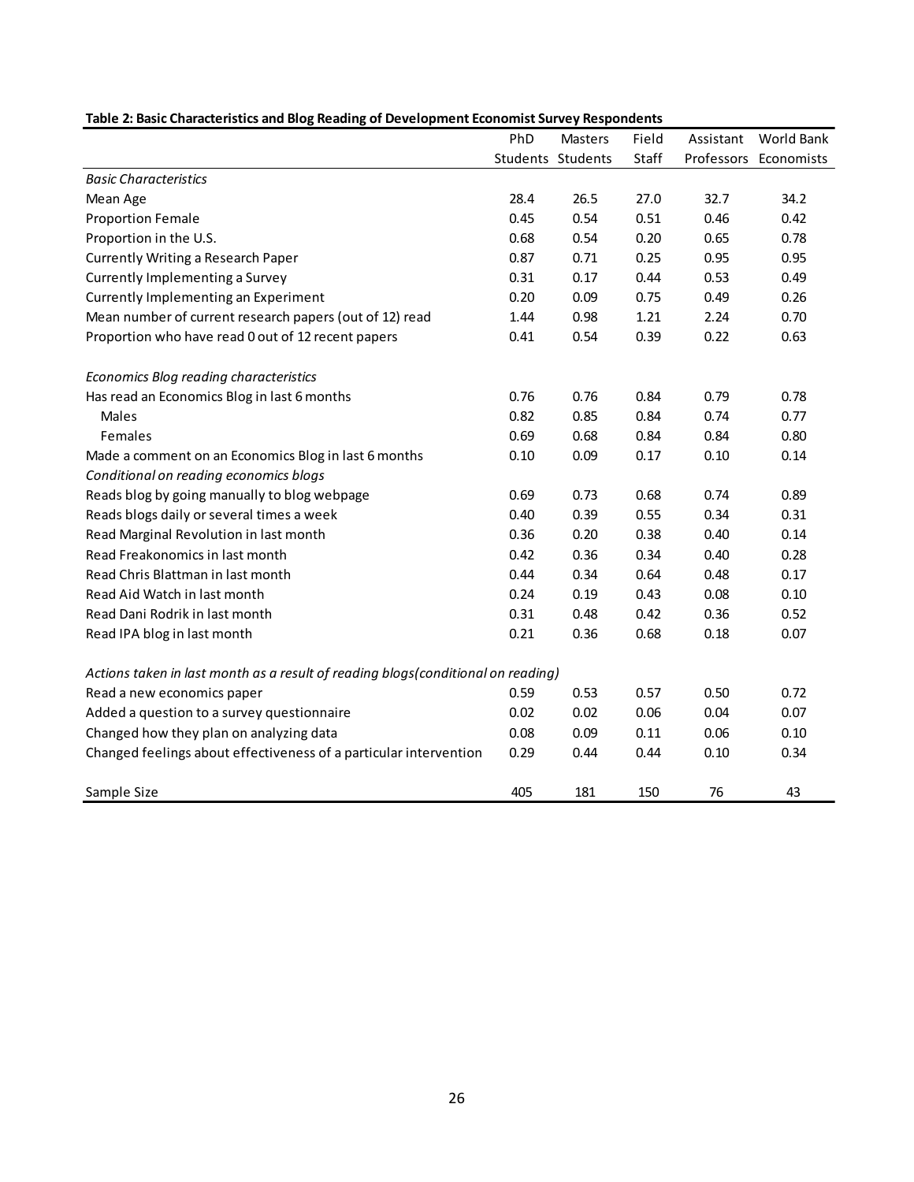**Table 2: Basic Characteristics and Blog Reading of Development Economist Survey Respondents**

| | PhD Students | Masters Students | Field Staff | Assistant Professors | World Bank Economists |
|---|---|---|---|---|---|
| *Basic Characteristics* | | | | | |
| Mean Age | 28.4 | 26.5 | 27.0 | 32.7 | 34.2 |
| Proportion Female | 0.45 | 0.54 | 0.51 | 0.46 | 0.42 |
| Proportion in the U.S. | 0.68 | 0.54 | 0.20 | 0.65 | 0.78 |
| Currently Writing a Research Paper | 0.87 | 0.71 | 0.25 | 0.95 | 0.95 |
| Currently Implementing a Survey | 0.31 | 0.17 | 0.44 | 0.53 | 0.49 |
| Currently Implementing an Experiment | 0.20 | 0.09 | 0.75 | 0.49 | 0.26 |
| Mean number of current research papers (out of 12) read | 1.44 | 0.98 | 1.21 | 2.24 | 0.70 |
| Proportion who have read 0 out of 12 recent papers | 0.41 | 0.54 | 0.39 | 0.22 | 0.63 |
| | | | | | |
| *Economics Blog reading characteristics* | | | | | |
| Has read an Economics Blog in last 6 months | 0.76 | 0.76 | 0.84 | 0.79 | 0.78 |
| Males | 0.82 | 0.85 | 0.84 | 0.74 | 0.77 |
| Females | 0.69 | 0.68 | 0.84 | 0.84 | 0.80 |
| Made a comment on an Economics Blog in last 6 months | 0.10 | 0.09 | 0.17 | 0.10 | 0.14 |
| *Conditional on reading economics blogs* | | | | | |
| Reads blog by going manually to blog webpage | 0.69 | 0.73 | 0.68 | 0.74 | 0.89 |
| Reads blogs daily or several times a week | 0.40 | 0.39 | 0.55 | 0.34 | 0.31 |
| Read Marginal Revolution in last month | 0.36 | 0.20 | 0.38 | 0.40 | 0.14 |
| Read Freakonomics in last month | 0.42 | 0.36 | 0.34 | 0.40 | 0.28 |
| Read Chris Blattman in last month | 0.44 | 0.34 | 0.64 | 0.48 | 0.17 |
| Read Aid Watch in last month | 0.24 | 0.19 | 0.43 | 0.08 | 0.10 |
| Read Dani Rodrik in last month | 0.31 | 0.48 | 0.42 | 0.36 | 0.52 |
| Read IPA blog in last month | 0.21 | 0.36 | 0.68 | 0.18 | 0.07 |
| | | | | | |
| *Actions taken in last month as a result of reading blogs(conditional on reading)* | | | | | |
| Read a new economics paper | 0.59 | 0.53 | 0.57 | 0.50 | 0.72 |
| Added a question to a survey questionnaire | 0.02 | 0.02 | 0.06 | 0.04 | 0.07 |
| Changed how they plan on analyzing data | 0.08 | 0.09 | 0.11 | 0.06 | 0.10 |
| Changed feelings about effectiveness of a particular intervention | 0.29 | 0.44 | 0.44 | 0.10 | 0.34 |
| | | | | | |
| Sample Size | 405 | 181 | 150 | 76 | 43 |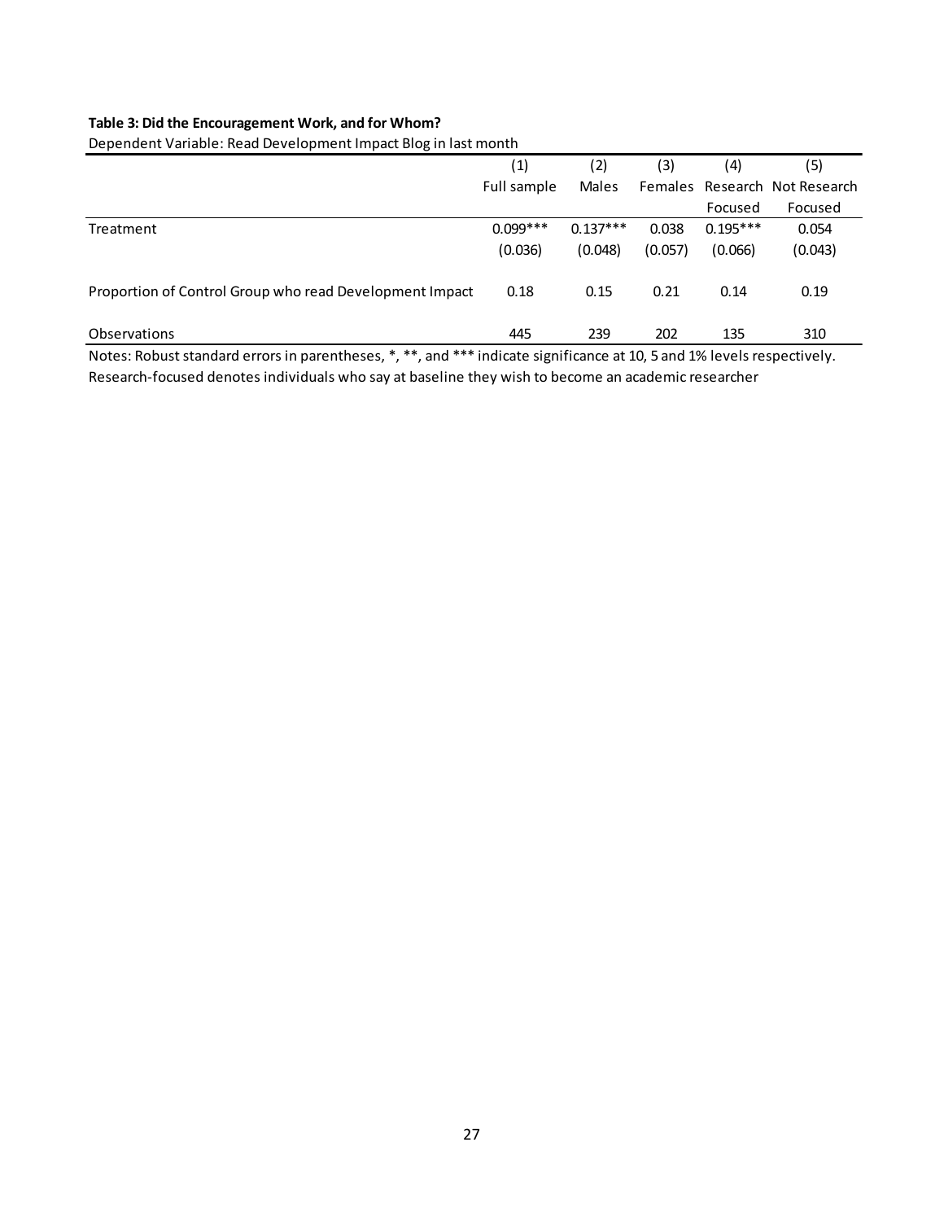**Table 3: Did the Encouragement Work, and for Whom?**

Dependent Variable: Read Development Impact Blog in last month

| | (1) | (2) | (3) | (4) | (5) |
|---|---|---|---|---|---|
| | Full sample | Males | Females | Research Focused | Not Research Focused |
| Treatment | 0.099*** | 0.137*** | 0.038 | 0.195*** | 0.054 |
| | (0.036) | (0.048) | (0.057) | (0.066) | (0.043) |
| Proportion of Control Group who read Development Impact | 0.18 | 0.15 | 0.21 | 0.14 | 0.19 |
| Observations | 445 | 239 | 202 | 135 | 310 |

Notes: Robust standard errors in parentheses, *, **, and *** indicate significance at 10, 5 and 1% levels respectively.
Research-focused denotes individuals who say at baseline they wish to become an academic researcher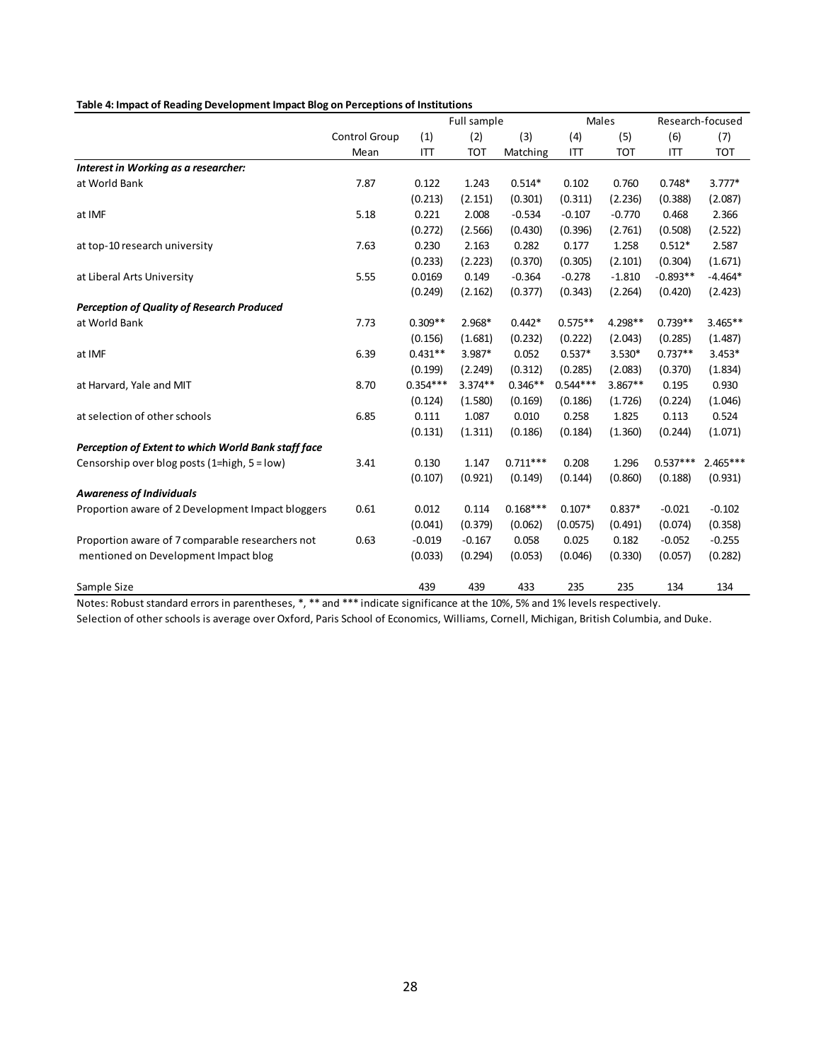**Table 4: Impact of Reading Development Impact Blog on Perceptions of Institutions**

| | Control Group | Full sample | | | Males | | Research-focused | |
|---|---|---|---|---|---|---|---|---|
| | | (1) | (2) | (3) | (4) | (5) | (6) | (7) |
| | Mean | ITT | TOT | Matching | ITT | TOT | ITT | TOT |
| ***Interest in Working as a researcher:*** | | | | | | | | |
| at World Bank | 7.87 | 0.122 | 1.243 | 0.514* | 0.102 | 0.760 | 0.748* | 3.777* |
| | | (0.213) | (2.151) | (0.301) | (0.311) | (2.236) | (0.388) | (2.087) |
| at IMF | 5.18 | 0.221 | 2.008 | -0.534 | -0.107 | -0.770 | 0.468 | 2.366 |
| | | (0.272) | (2.566) | (0.430) | (0.396) | (2.761) | (0.508) | (2.522) |
| at top-10 research university | 7.63 | 0.230 | 2.163 | 0.282 | 0.177 | 1.258 | 0.512* | 2.587 |
| | | (0.233) | (2.223) | (0.370) | (0.305) | (2.101) | (0.304) | (1.671) |
| at Liberal Arts University | 5.55 | 0.0169 | 0.149 | -0.364 | -0.278 | -1.810 | -0.893** | -4.464* |
| | | (0.249) | (2.162) | (0.377) | (0.343) | (2.264) | (0.420) | (2.423) |
| ***Perception of Quality of Research Produced*** | | | | | | | | |
| at World Bank | 7.73 | 0.309** | 2.968* | 0.442* | 0.575** | 4.298** | 0.739** | 3.465** |
| | | (0.156) | (1.681) | (0.232) | (0.222) | (2.043) | (0.285) | (1.487) |
| at IMF | 6.39 | 0.431** | 3.987* | 0.052 | 0.537* | 3.530* | 0.737** | 3.453* |
| | | (0.199) | (2.249) | (0.312) | (0.285) | (2.083) | (0.370) | (1.834) |
| at Harvard, Yale and MIT | 8.70 | 0.354*** | 3.374** | 0.346** | 0.544*** | 3.867** | 0.195 | 0.930 |
| | | (0.124) | (1.580) | (0.169) | (0.186) | (1.726) | (0.224) | (1.046) |
| at selection of other schools | 6.85 | 0.111 | 1.087 | 0.010 | 0.258 | 1.825 | 0.113 | 0.524 |
| | | (0.131) | (1.311) | (0.186) | (0.184) | (1.360) | (0.244) | (1.071) |
| ***Perception of Extent to which World Bank staff face*** | | | | | | | | |
| Censorship over blog posts (1=high, 5 = low) | 3.41 | 0.130 | 1.147 | 0.711*** | 0.208 | 1.296 | 0.537*** | 2.465*** |
| | | (0.107) | (0.921) | (0.149) | (0.144) | (0.860) | (0.188) | (0.931) |
| ***Awareness of Individuals*** | | | | | | | | |
| Proportion aware of 2 Development Impact bloggers | 0.61 | 0.012 | 0.114 | 0.168*** | 0.107* | 0.837* | -0.021 | -0.102 |
| | | (0.041) | (0.379) | (0.062) | (0.0575) | (0.491) | (0.074) | (0.358) |
| Proportion aware of 7 comparable researchers not mentioned on Development Impact blog | 0.63 | -0.019 | -0.167 | 0.058 | 0.025 | 0.182 | -0.052 | -0.255 |
| | | (0.033) | (0.294) | (0.053) | (0.046) | (0.330) | (0.057) | (0.282) |
| Sample Size | | 439 | 439 | 433 | 235 | 235 | 134 | 134 |

Notes: Robust standard errors in parentheses, *, ** and *** indicate significance at the 10%, 5% and 1% levels respectively.
Selection of other schools is average over Oxford, Paris School of Economics, Williams, Cornell, Michigan, British Columbia, and Duke.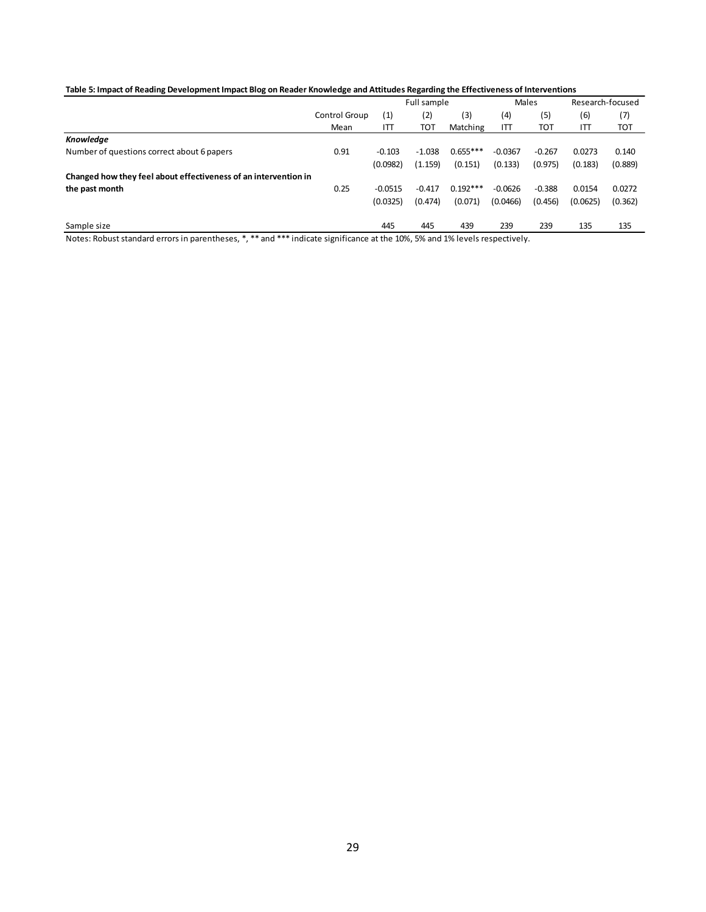**Table 5: Impact of Reading Development Impact Blog on Reader Knowledge and Attitudes Regarding the Effectiveness of Interventions**

| | | Full sample | | | Males | | Research-focused | |
|---|---|---|---|---|---|---|---|---|
| | Control Group | (1) | (2) | (3) | (4) | (5) | (6) | (7) |
| | Mean | ITT | TOT | Matching | ITT | TOT | ITT | TOT |
| ***Knowledge*** | | | | | | | | |
| Number of questions correct about 6 papers | 0.91 | -0.103 | -1.038 | 0.655*** | -0.0367 | -0.267 | 0.0273 | 0.140 |
| | | (0.0982) | (1.159) | (0.151) | (0.133) | (0.975) | (0.183) | (0.889) |
| **Changed how they feel about effectiveness of an intervention in the past month** | 0.25 | -0.0515 | -0.417 | 0.192*** | -0.0626 | -0.388 | 0.0154 | 0.0272 |
| | | (0.0325) | (0.474) | (0.071) | (0.0466) | (0.456) | (0.0625) | (0.362) |
| Sample size | | 445 | 445 | 439 | 239 | 239 | 135 | 135 |

Notes: Robust standard errors in parentheses, *, ** and *** indicate significance at the 10%, 5% and 1% levels respectively.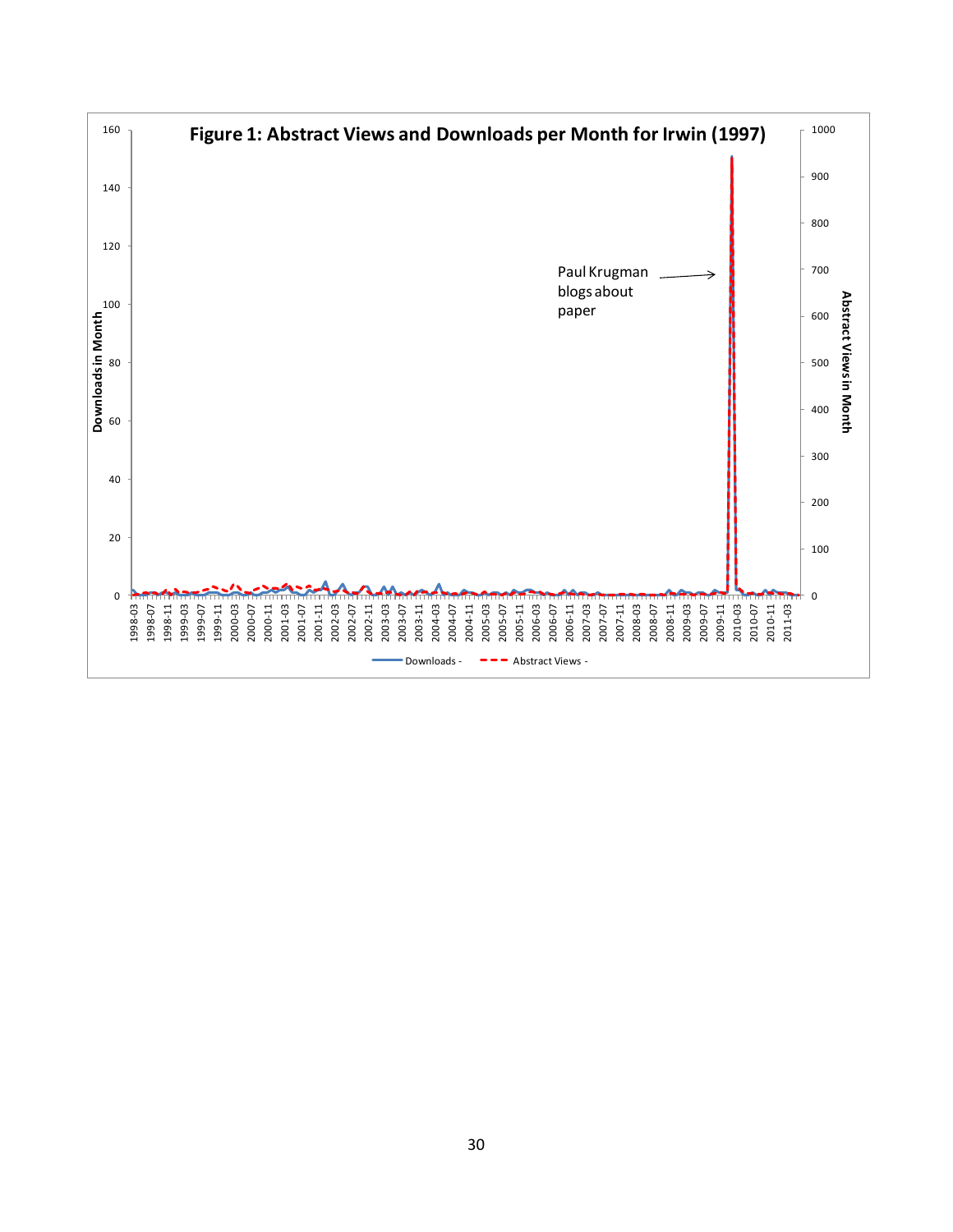**Figure 1: Abstract Views and Downloads per Month for Irwin (1997)**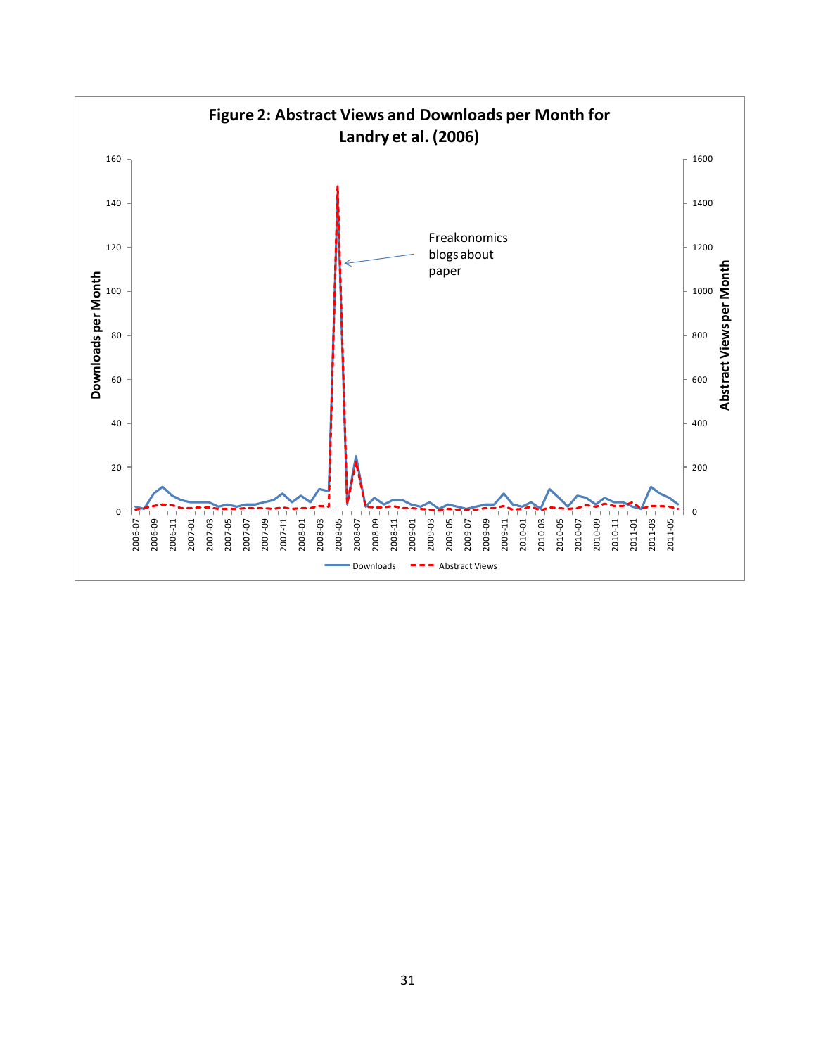**Figure 2: Abstract Views and Downloads per Month for Landry et al. (2006)**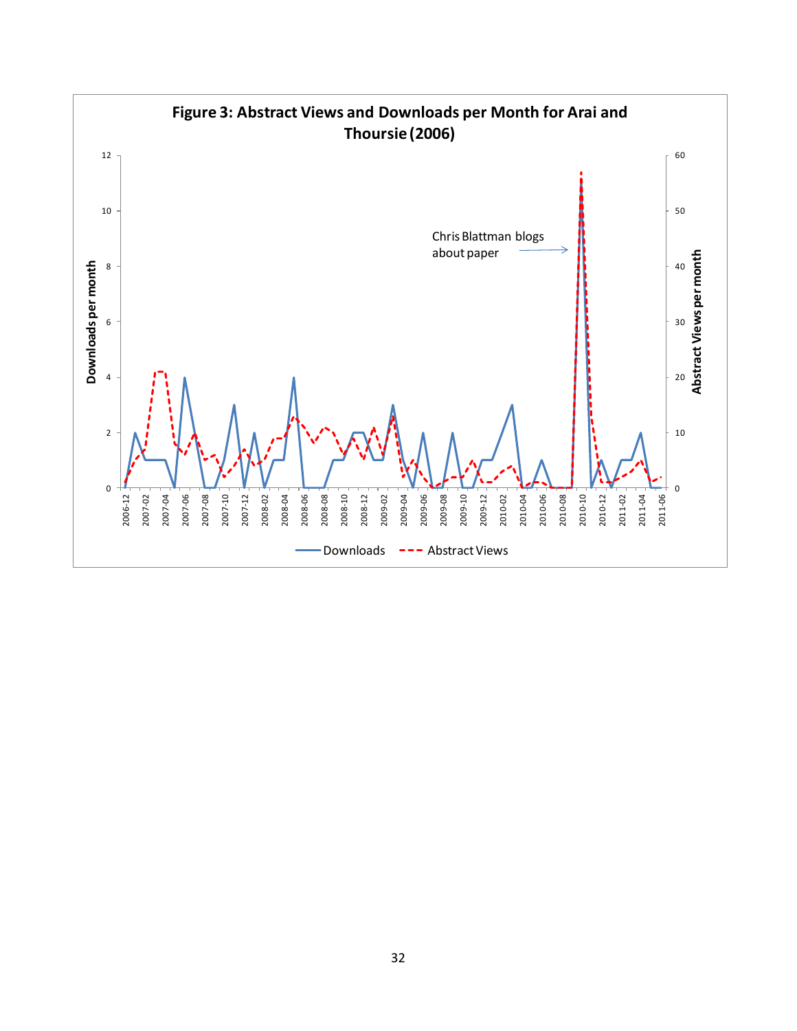**Figure 3: Abstract Views and Downloads per Month for Arai and Thoursie (2006)**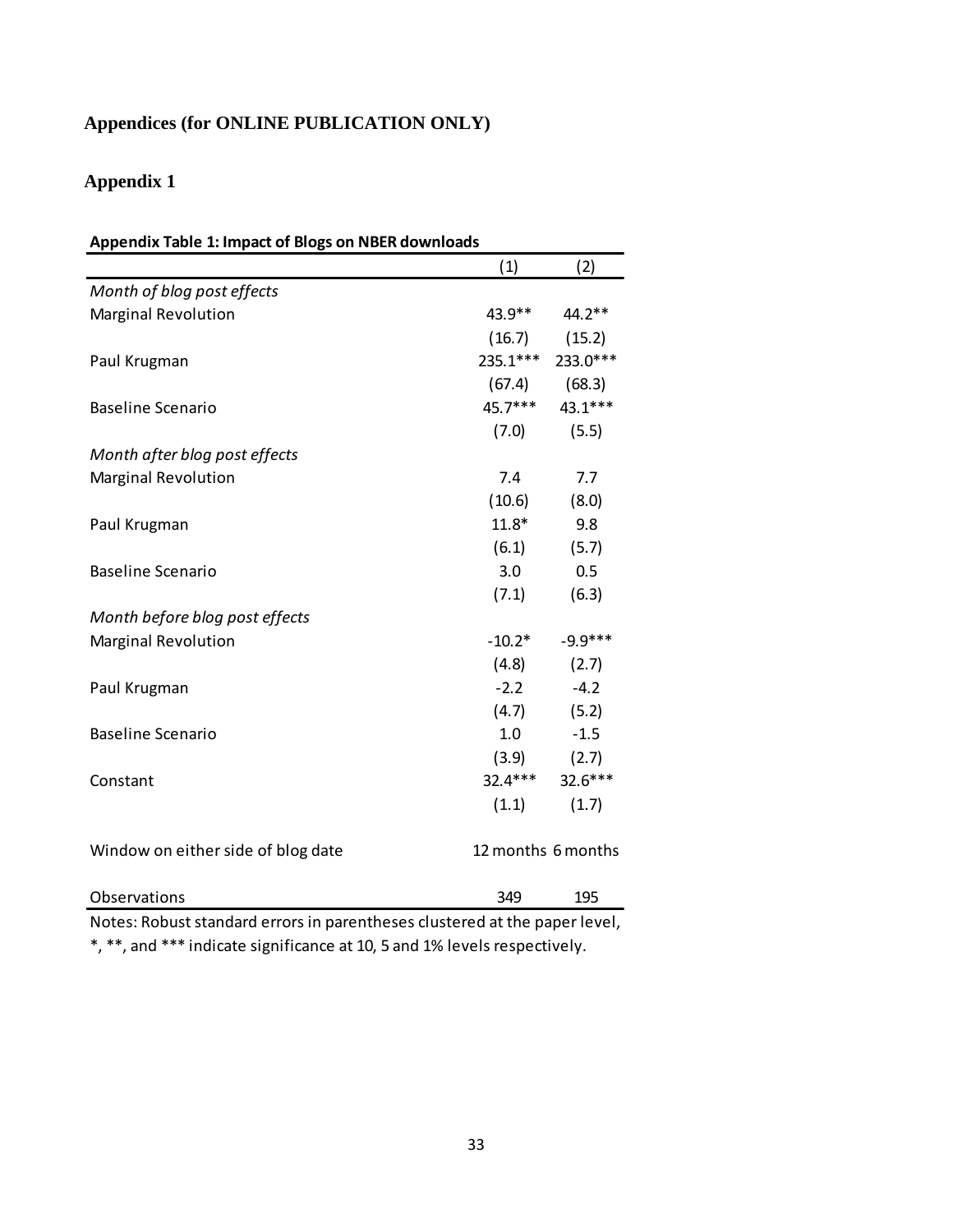# Appendices (for ONLINE PUBLICATION ONLY)

## Appendix 1

**Appendix Table 1: Impact of Blogs on NBER downloads**

| | (1) | (2) |
|---|---|---|
| *Month of blog post effects* | | |
| Marginal Revolution | 43.9** | 44.2** |
| | (16.7) | (15.2) |
| Paul Krugman | 235.1*** | 233.0*** |
| | (67.4) | (68.3) |
| Baseline Scenario | 45.7*** | 43.1*** |
| | (7.0) | (5.5) |
| *Month after blog post effects* | | |
| Marginal Revolution | 7.4 | 7.7 |
| | (10.6) | (8.0) |
| Paul Krugman | 11.8* | 9.8 |
| | (6.1) | (5.7) |
| Baseline Scenario | 3.0 | 0.5 |
| | (7.1) | (6.3) |
| *Month before blog post effects* | | |
| Marginal Revolution | -10.2* | -9.9*** |
| | (4.8) | (2.7) |
| Paul Krugman | -2.2 | -4.2 |
| | (4.7) | (5.2) |
| Baseline Scenario | 1.0 | -1.5 |
| | (3.9) | (2.7) |
| Constant | 32.4*** | 32.6*** |
| | (1.1) | (1.7) |
| Window on either side of blog date | 12 months | 6 months |
| Observations | 349 | 195 |

Notes: Robust standard errors in parentheses clustered at the paper level, *, **, and *** indicate significance at 10, 5 and 1% levels respectively.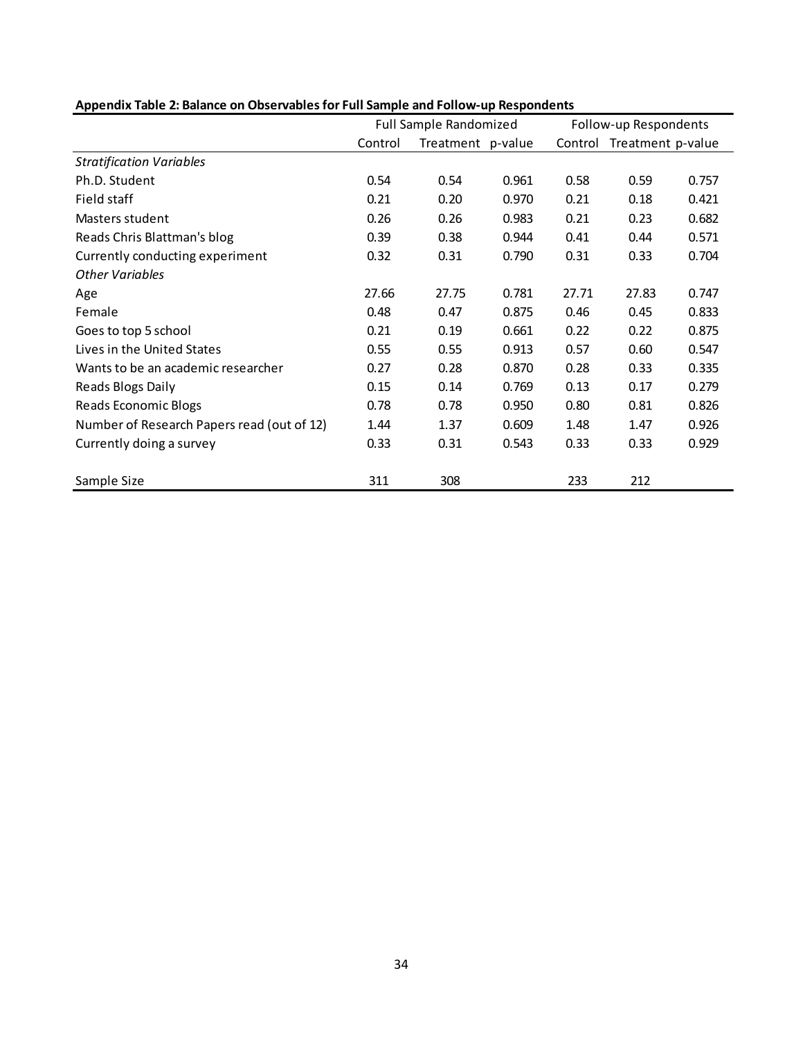**Appendix Table 2: Balance on Observables for Full Sample and Follow-up Respondents**

| | Full Sample Randomized | | | Follow-up Respondents | | |
|---|---|---|---|---|---|---|
| | Control | Treatment | p-value | Control | Treatment | p-value |
| *Stratification Variables* | | | | | | |
| Ph.D. Student | 0.54 | 0.54 | 0.961 | 0.58 | 0.59 | 0.757 |
| Field staff | 0.21 | 0.20 | 0.970 | 0.21 | 0.18 | 0.421 |
| Masters student | 0.26 | 0.26 | 0.983 | 0.21 | 0.23 | 0.682 |
| Reads Chris Blattman's blog | 0.39 | 0.38 | 0.944 | 0.41 | 0.44 | 0.571 |
| Currently conducting experiment | 0.32 | 0.31 | 0.790 | 0.31 | 0.33 | 0.704 |
| *Other Variables* | | | | | | |
| Age | 27.66 | 27.75 | 0.781 | 27.71 | 27.83 | 0.747 |
| Female | 0.48 | 0.47 | 0.875 | 0.46 | 0.45 | 0.833 |
| Goes to top 5 school | 0.21 | 0.19 | 0.661 | 0.22 | 0.22 | 0.875 |
| Lives in the United States | 0.55 | 0.55 | 0.913 | 0.57 | 0.60 | 0.547 |
| Wants to be an academic researcher | 0.27 | 0.28 | 0.870 | 0.28 | 0.33 | 0.335 |
| Reads Blogs Daily | 0.15 | 0.14 | 0.769 | 0.13 | 0.17 | 0.279 |
| Reads Economic Blogs | 0.78 | 0.78 | 0.950 | 0.80 | 0.81 | 0.826 |
| Number of Research Papers read (out of 12) | 1.44 | 1.37 | 0.609 | 1.48 | 1.47 | 0.926 |
| Currently doing a survey | 0.33 | 0.31 | 0.543 | 0.33 | 0.33 | 0.929 |
| | | | | | | |
| Sample Size | 311 | 308 | | 233 | 212 | |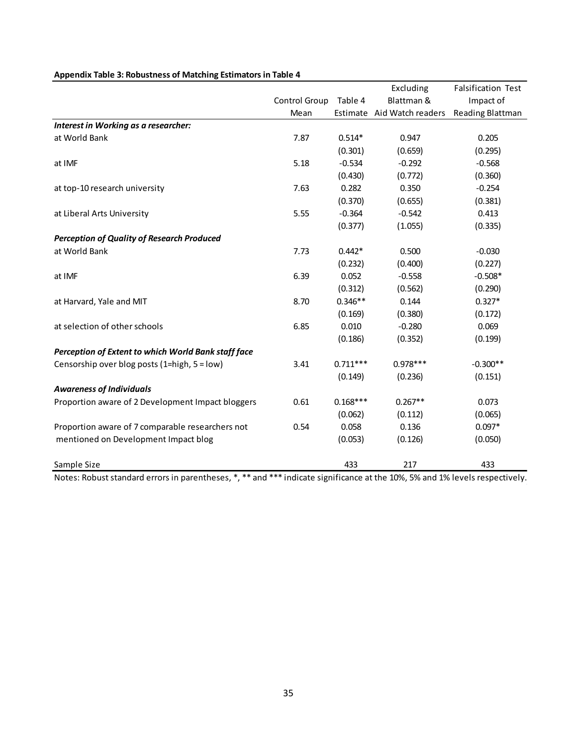**Appendix Table 3: Robustness of Matching Estimators in Table 4**

| | Control Group Mean | Table 4 Estimate | Excluding Blattman & Aid Watch readers | Falsification Test Impact of Reading Blattman |
|---|---|---|---|---|
| ***Interest in Working as a researcher:*** | | | | |
| at World Bank | 7.87 | 0.514* | 0.947 | 0.205 |
| | | (0.301) | (0.659) | (0.295) |
| at IMF | 5.18 | -0.534 | -0.292 | -0.568 |
| | | (0.430) | (0.772) | (0.360) |
| at top-10 research university | 7.63 | 0.282 | 0.350 | -0.254 |
| | | (0.370) | (0.655) | (0.381) |
| at Liberal Arts University | 5.55 | -0.364 | -0.542 | 0.413 |
| | | (0.377) | (1.055) | (0.335) |
| ***Perception of Quality of Research Produced*** | | | | |
| at World Bank | 7.73 | 0.442* | 0.500 | -0.030 |
| | | (0.232) | (0.400) | (0.227) |
| at IMF | 6.39 | 0.052 | -0.558 | -0.508* |
| | | (0.312) | (0.562) | (0.290) |
| at Harvard, Yale and MIT | 8.70 | 0.346** | 0.144 | 0.327* |
| | | (0.169) | (0.380) | (0.172) |
| at selection of other schools | 6.85 | 0.010 | -0.280 | 0.069 |
| | | (0.186) | (0.352) | (0.199) |
| ***Perception of Extent to which World Bank staff face*** | | | | |
| Censorship over blog posts (1=high, 5 = low) | 3.41 | 0.711*** | 0.978*** | -0.300** |
| | | (0.149) | (0.236) | (0.151) |
| ***Awareness of Individuals*** | | | | |
| Proportion aware of 2 Development Impact bloggers | 0.61 | 0.168*** | 0.267** | 0.073 |
| | | (0.062) | (0.112) | (0.065) |
| Proportion aware of 7 comparable researchers not mentioned on Development Impact blog | 0.54 | 0.058 | 0.136 | 0.097* |
| | | (0.053) | (0.126) | (0.050) |
| Sample Size | | 433 | 217 | 433 |

Notes: Robust standard errors in parentheses, *, ** and *** indicate significance at the 10%, 5% and 1% levels respectively.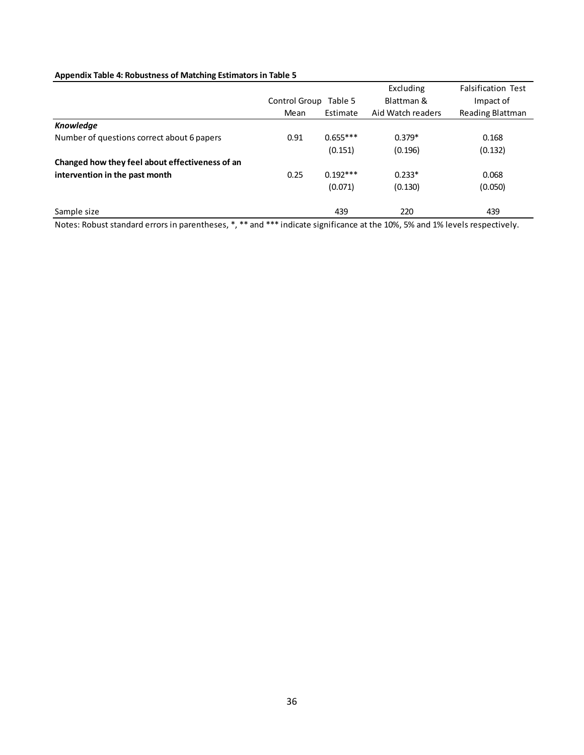**Appendix Table 4: Robustness of Matching Estimators in Table 5**

| | Control Group Mean | Table 5 Estimate | Excluding Blattman & Aid Watch readers | Falsification Test Impact of Reading Blattman |
|---|---|---|---|---|
| ***Knowledge*** | | | | |
| Number of questions correct about 6 papers | 0.91 | 0.655*** | 0.379* | 0.168 |
| | | (0.151) | (0.196) | (0.132) |
| **Changed how they feel about effectiveness of an intervention in the past month** | 0.25 | 0.192*** | 0.233* | 0.068 |
| | | (0.071) | (0.130) | (0.050) |
| Sample size | | 439 | 220 | 439 |

Notes: Robust standard errors in parentheses, *, ** and *** indicate significance at the 10%, 5% and 1% levels respectively.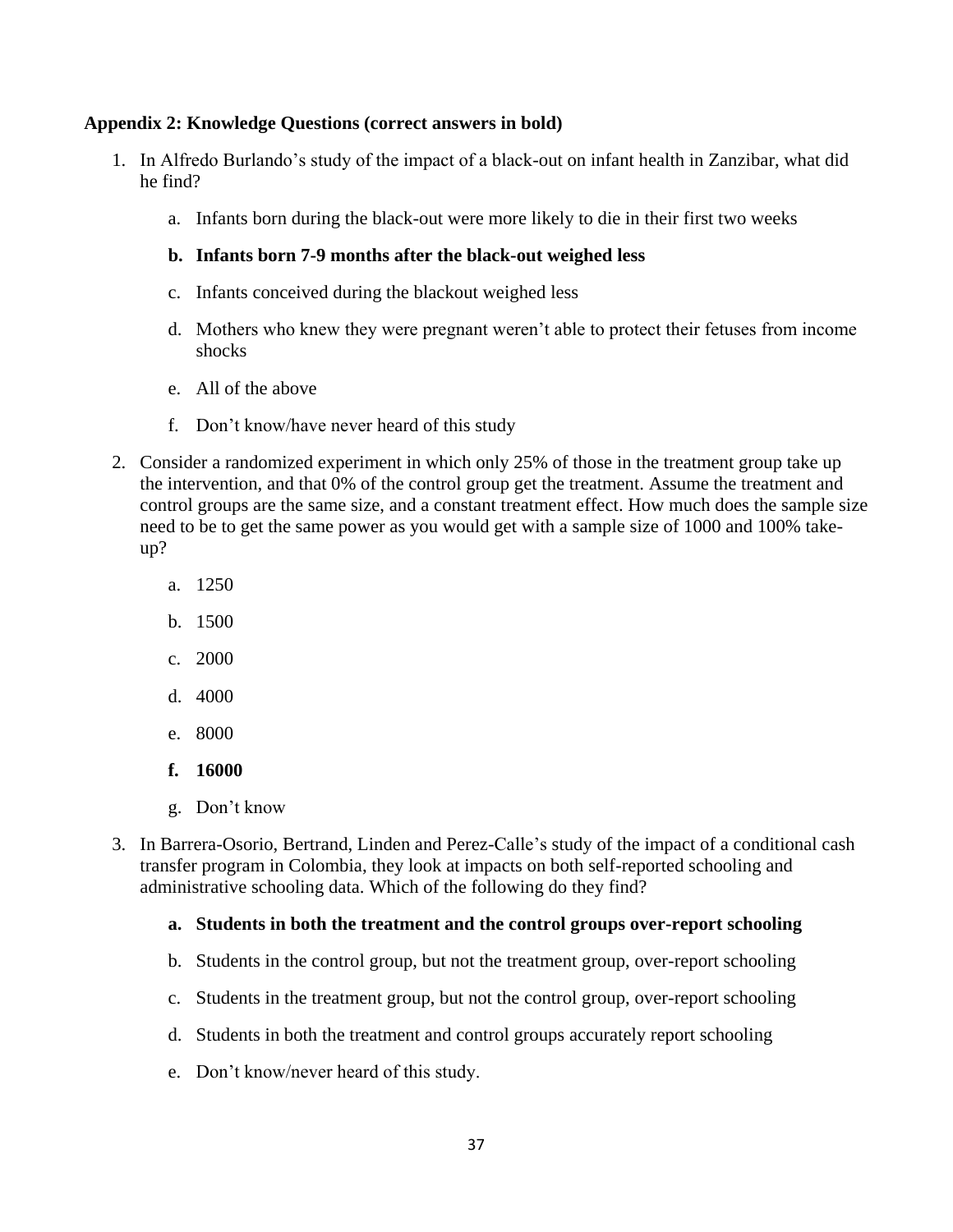**Appendix 2: Knowledge Questions (correct answers in bold)**

1. In Alfredo Burlando's study of the impact of a black-out on infant health in Zanzibar, what did he find?

    a. Infants born during the black-out were more likely to die in their first two weeks

    **b. Infants born 7-9 months after the black-out weighed less**

    c. Infants conceived during the blackout weighed less

    d. Mothers who knew they were pregnant weren't able to protect their fetuses from income shocks

    e. All of the above

    f. Don't know/have never heard of this study

2. Consider a randomized experiment in which only 25% of those in the treatment group take up the intervention, and that 0% of the control group get the treatment. Assume the treatment and control groups are the same size, and a constant treatment effect. How much does the sample size need to be to get the same power as you would get with a sample size of 1000 and 100% take-up?

    a. 1250

    b. 1500

    c. 2000

    d. 4000

    e. 8000

    **f. 16000**

    g. Don't know

3. In Barrera-Osorio, Bertrand, Linden and Perez-Calle's study of the impact of a conditional cash transfer program in Colombia, they look at impacts on both self-reported schooling and administrative schooling data. Which of the following do they find?

    **a. Students in both the treatment and the control groups over-report schooling**

    b. Students in the control group, but not the treatment group, over-report schooling

    c. Students in the treatment group, but not the control group, over-report schooling

    d. Students in both the treatment and control groups accurately report schooling

    e. Don't know/never heard of this study.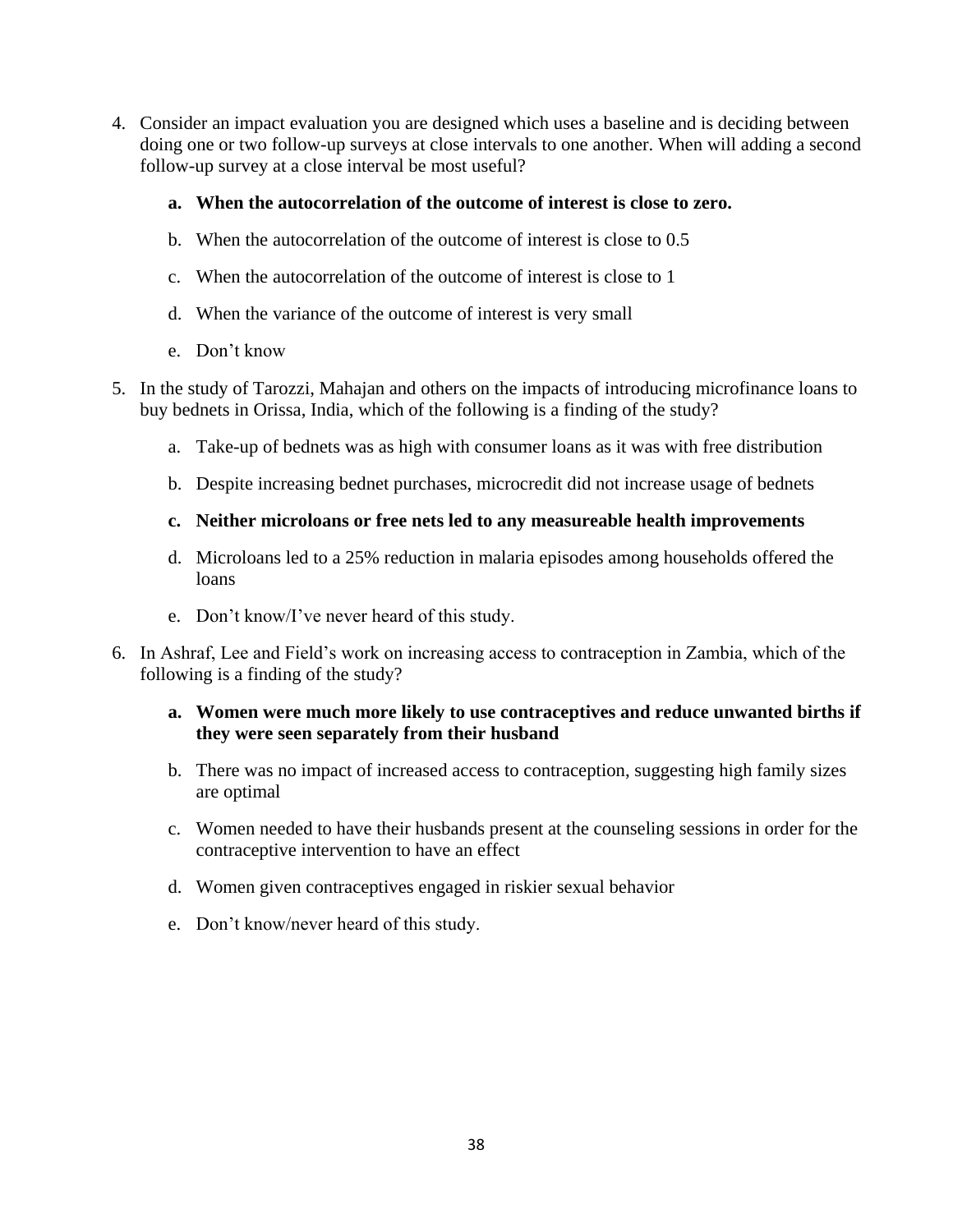4. Consider an impact evaluation you are designed which uses a baseline and is deciding between doing one or two follow-up surveys at close intervals to one another. When will adding a second follow-up survey at a close interval be most useful?

    a. **When the autocorrelation of the outcome of interest is close to zero.**

    b. When the autocorrelation of the outcome of interest is close to 0.5

    c. When the autocorrelation of the outcome of interest is close to 1

    d. When the variance of the outcome of interest is very small

    e. Don't know

5. In the study of Tarozzi, Mahajan and others on the impacts of introducing microfinance loans to buy bednets in Orissa, India, which of the following is a finding of the study?

    a. Take-up of bednets was as high with consumer loans as it was with free distribution

    b. Despite increasing bednet purchases, microcredit did not increase usage of bednets

    c. **Neither microloans or free nets led to any measureable health improvements**

    d. Microloans led to a 25% reduction in malaria episodes among households offered the loans

    e. Don't know/I've never heard of this study.

6. In Ashraf, Lee and Field's work on increasing access to contraception in Zambia, which of the following is a finding of the study?

    a. **Women were much more likely to use contraceptives and reduce unwanted births if they were seen separately from their husband**

    b. There was no impact of increased access to contraception, suggesting high family sizes are optimal

    c. Women needed to have their husbands present at the counseling sessions in order for the contraceptive intervention to have an effect

    d. Women given contraceptives engaged in riskier sexual behavior

    e. Don't know/never heard of this study.